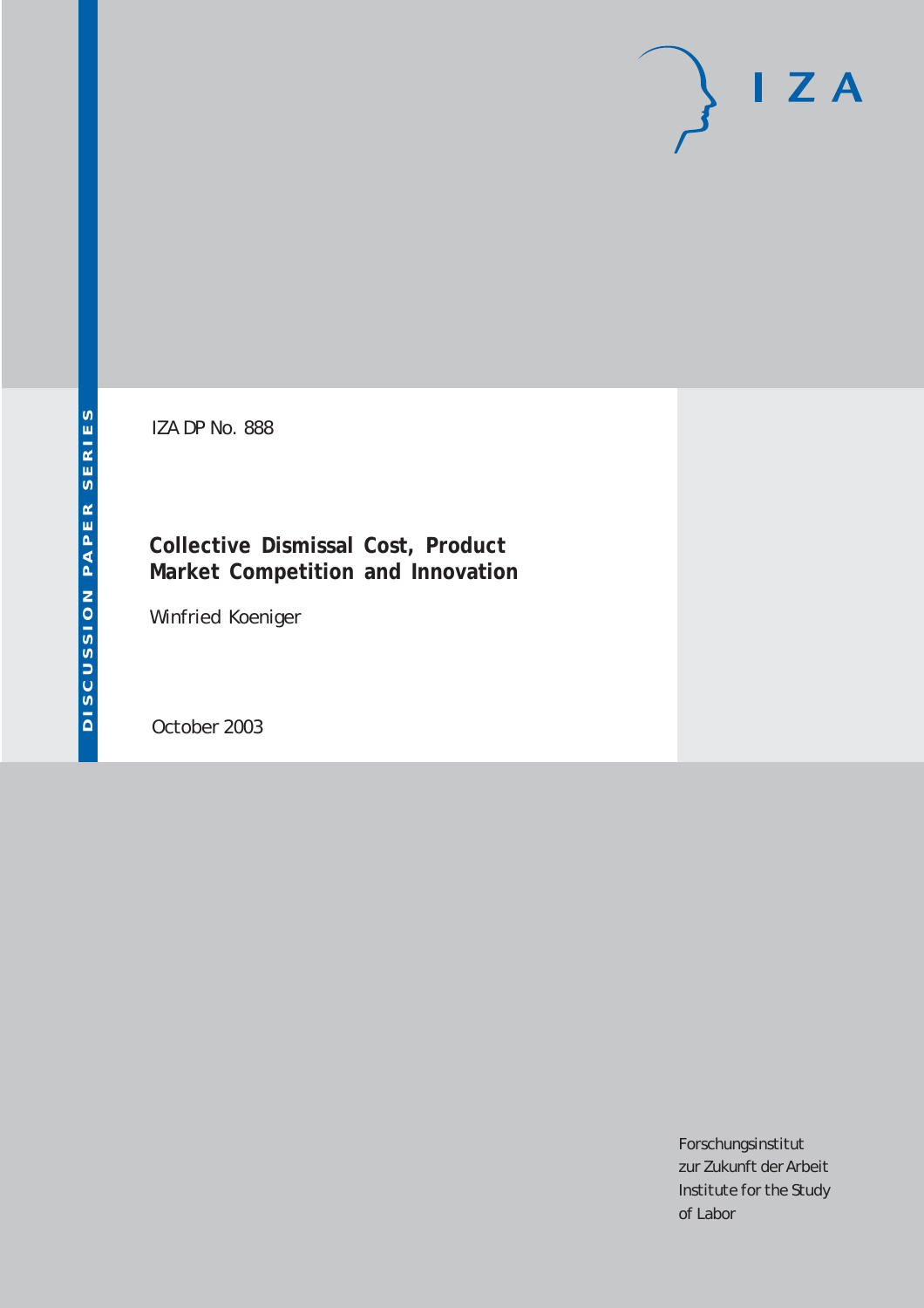DISCUSSION PAPER SERIES

IZA DP No. 888

# Collective Dismissal Cost, Product Market Competition and Innovation

Winfried Koeniger

October 2003

Forschungsinstitut
zur Zukunft der Arbeit
Institute for the Study
of Labor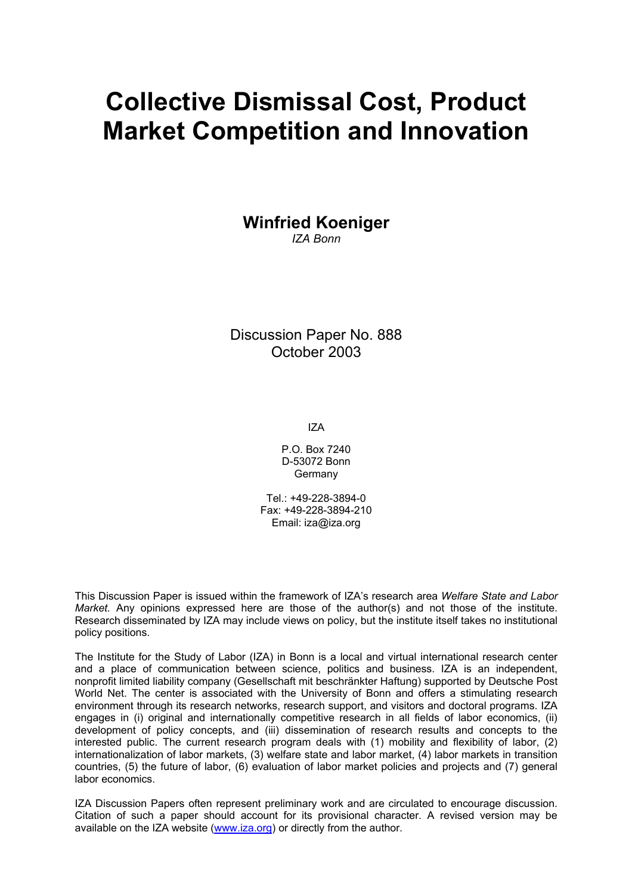# Collective Dismissal Cost, Product Market Competition and Innovation

**Winfried Koeniger**  
*IZA Bonn*

Discussion Paper No. 888  
October 2003

IZA

P.O. Box 7240  
D-53072 Bonn  
Germany

Tel.: +49-228-3894-0  
Fax: +49-228-3894-210  
Email: iza@iza.org

This Discussion Paper is issued within the framework of IZA's research area *Welfare State and Labor Market.* Any opinions expressed here are those of the author(s) and not those of the institute. Research disseminated by IZA may include views on policy, but the institute itself takes no institutional policy positions.

The Institute for the Study of Labor (IZA) in Bonn is a local and virtual international research center and a place of communication between science, politics and business. IZA is an independent, nonprofit limited liability company (Gesellschaft mit beschränkter Haftung) supported by Deutsche Post World Net. The center is associated with the University of Bonn and offers a stimulating research environment through its research networks, research support, and visitors and doctoral programs. IZA engages in (i) original and internationally competitive research in all fields of labor economics, (ii) development of policy concepts, and (iii) dissemination of research results and concepts to the interested public. The current research program deals with (1) mobility and flexibility of labor, (2) internationalization of labor markets, (3) welfare state and labor market, (4) labor markets in transition countries, (5) the future of labor, (6) evaluation of labor market policies and projects and (7) general labor economics.

IZA Discussion Papers often represent preliminary work and are circulated to encourage discussion. Citation of such a paper should account for its provisional character. A revised version may be available on the IZA website (www.iza.org) or directly from the author.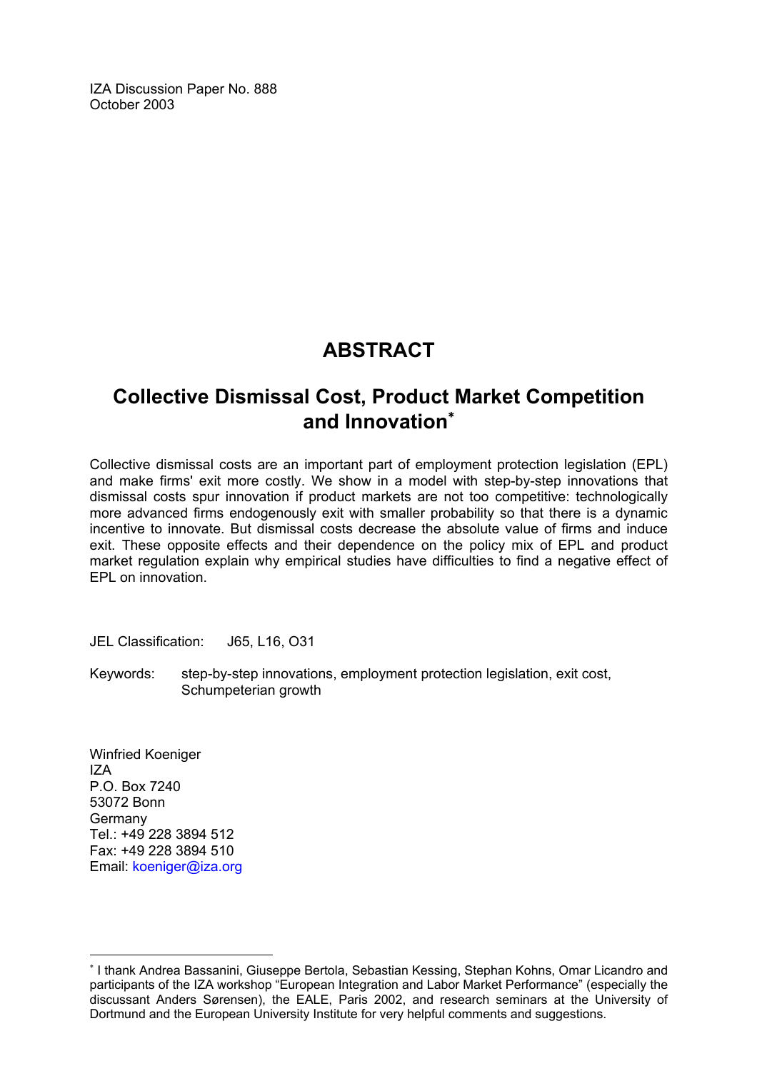IZA Discussion Paper No. 888
October 2003

# ABSTRACT

## Collective Dismissal Cost, Product Market Competition and Innovation*

Collective dismissal costs are an important part of employment protection legislation (EPL) and make firms' exit more costly. We show in a model with step-by-step innovations that dismissal costs spur innovation if product markets are not too competitive: technologically more advanced firms endogenously exit with smaller probability so that there is a dynamic incentive to innovate. But dismissal costs decrease the absolute value of firms and induce exit. These opposite effects and their dependence on the policy mix of EPL and product market regulation explain why empirical studies have difficulties to find a negative effect of EPL on innovation.

JEL Classification: J65, L16, O31

Keywords: step-by-step innovations, employment protection legislation, exit cost, Schumpeterian growth

Winfried Koeniger
IZA
P.O. Box 7240
53072 Bonn
Germany
Tel.: +49 228 3894 512
Fax: +49 228 3894 510
Email: koeniger@iza.org

---

* I thank Andrea Bassanini, Giuseppe Bertola, Sebastian Kessing, Stephan Kohns, Omar Licandro and participants of the IZA workshop "European Integration and Labor Market Performance" (especially the discussant Anders Sørensen), the EALE, Paris 2002, and research seminars at the University of Dortmund and the European University Institute for very helpful comments and suggestions.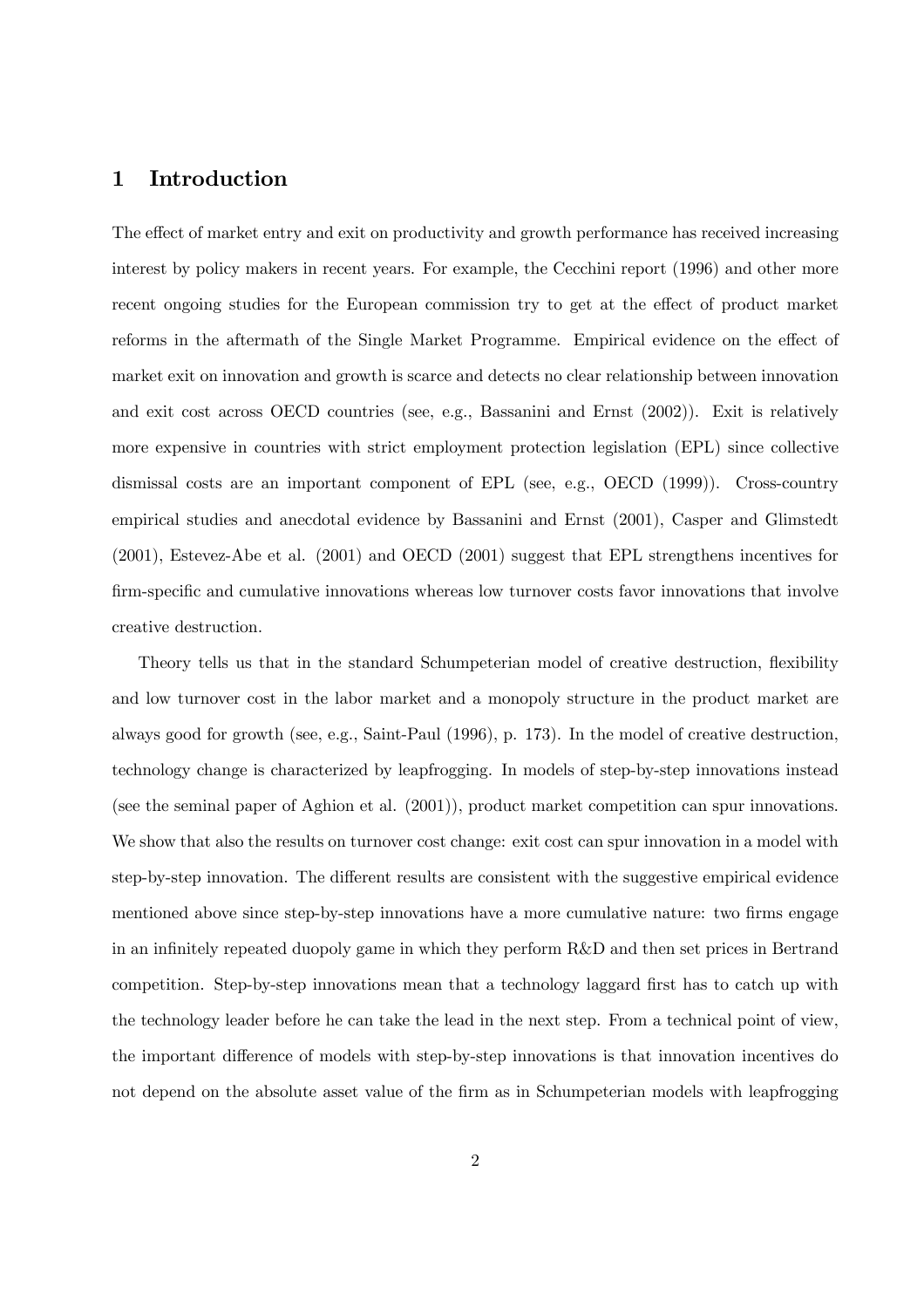# 1 Introduction

The effect of market entry and exit on productivity and growth performance has received increasing interest by policy makers in recent years. For example, the Cecchini report (1996) and other more recent ongoing studies for the European commission try to get at the effect of product market reforms in the aftermath of the Single Market Programme. Empirical evidence on the effect of market exit on innovation and growth is scarce and detects no clear relationship between innovation and exit cost across OECD countries (see, e.g., Bassanini and Ernst (2002)). Exit is relatively more expensive in countries with strict employment protection legislation (EPL) since collective dismissal costs are an important component of EPL (see, e.g., OECD (1999)). Cross-country empirical studies and anecdotal evidence by Bassanini and Ernst (2001), Casper and Glimstedt (2001), Estevez-Abe et al. (2001) and OECD (2001) suggest that EPL strengthens incentives for firm-specific and cumulative innovations whereas low turnover costs favor innovations that involve creative destruction.

Theory tells us that in the standard Schumpeterian model of creative destruction, flexibility and low turnover cost in the labor market and a monopoly structure in the product market are always good for growth (see, e.g., Saint-Paul (1996), p. 173). In the model of creative destruction, technology change is characterized by leapfrogging. In models of step-by-step innovations instead (see the seminal paper of Aghion et al. (2001)), product market competition can spur innovations. We show that also the results on turnover cost change: exit cost can spur innovation in a model with step-by-step innovation. The different results are consistent with the suggestive empirical evidence mentioned above since step-by-step innovations have a more cumulative nature: two firms engage in an infinitely repeated duopoly game in which they perform R&D and then set prices in Bertrand competition. Step-by-step innovations mean that a technology laggard first has to catch up with the technology leader before he can take the lead in the next step. From a technical point of view, the important difference of models with step-by-step innovations is that innovation incentives do not depend on the absolute asset value of the firm as in Schumpeterian models with leapfrogging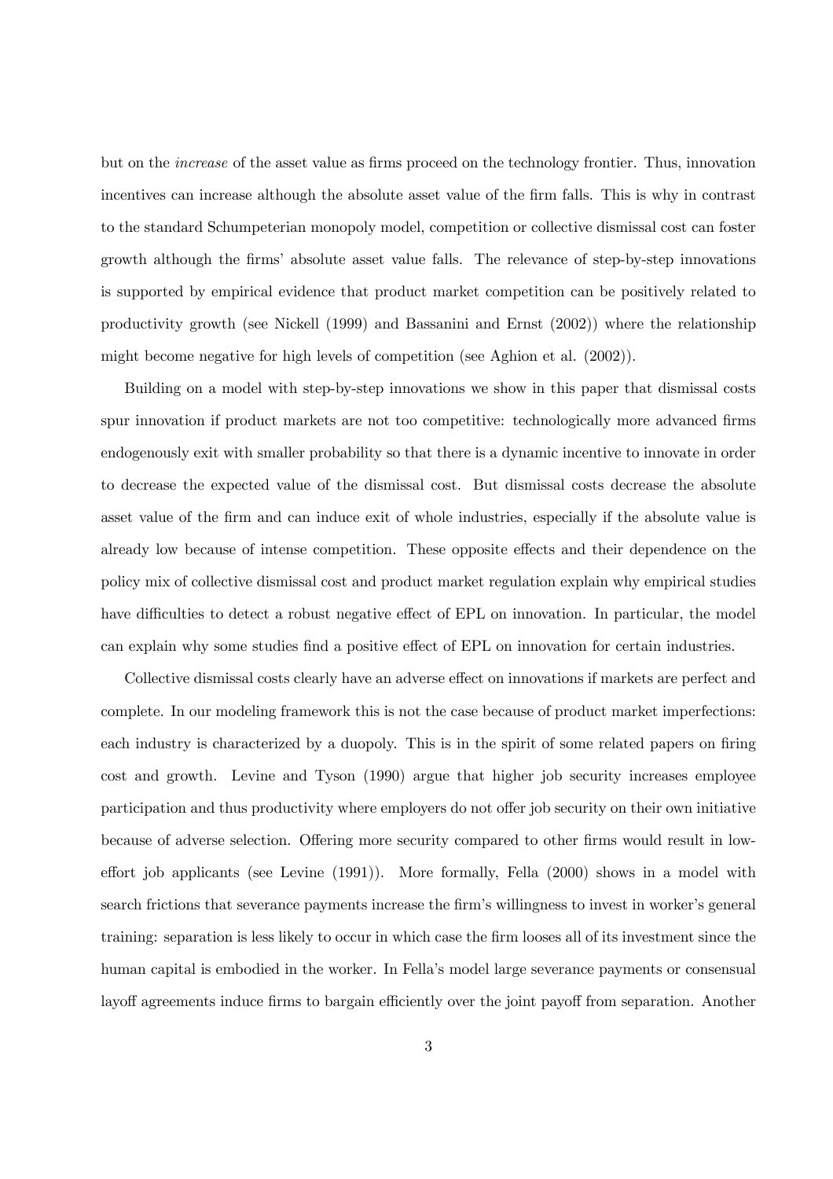but on the *increase* of the asset value as firms proceed on the technology frontier. Thus, innovation incentives can increase although the absolute asset value of the firm falls. This is why in contrast to the standard Schumpeterian monopoly model, competition or collective dismissal cost can foster growth although the firms' absolute asset value falls. The relevance of step-by-step innovations is supported by empirical evidence that product market competition can be positively related to productivity growth (see Nickell (1999) and Bassanini and Ernst (2002)) where the relationship might become negative for high levels of competition (see Aghion et al. (2002)).

Building on a model with step-by-step innovations we show in this paper that dismissal costs spur innovation if product markets are not too competitive: technologically more advanced firms endogenously exit with smaller probability so that there is a dynamic incentive to innovate in order to decrease the expected value of the dismissal cost. But dismissal costs decrease the absolute asset value of the firm and can induce exit of whole industries, especially if the absolute value is already low because of intense competition. These opposite effects and their dependence on the policy mix of collective dismissal cost and product market regulation explain why empirical studies have difficulties to detect a robust negative effect of EPL on innovation. In particular, the model can explain why some studies find a positive effect of EPL on innovation for certain industries.

Collective dismissal costs clearly have an adverse effect on innovations if markets are perfect and complete. In our modeling framework this is not the case because of product market imperfections: each industry is characterized by a duopoly. This is in the spirit of some related papers on firing cost and growth. Levine and Tyson (1990) argue that higher job security increases employee participation and thus productivity where employers do not offer job security on their own initiative because of adverse selection. Offering more security compared to other firms would result in low-effort job applicants (see Levine (1991)). More formally, Fella (2000) shows in a model with search frictions that severance payments increase the firm's willingness to invest in worker's general training: separation is less likely to occur in which case the firm looses all of its investment since the human capital is embodied in the worker. In Fella's model large severance payments or consensual layoff agreements induce firms to bargain efficiently over the joint payoff from separation. Another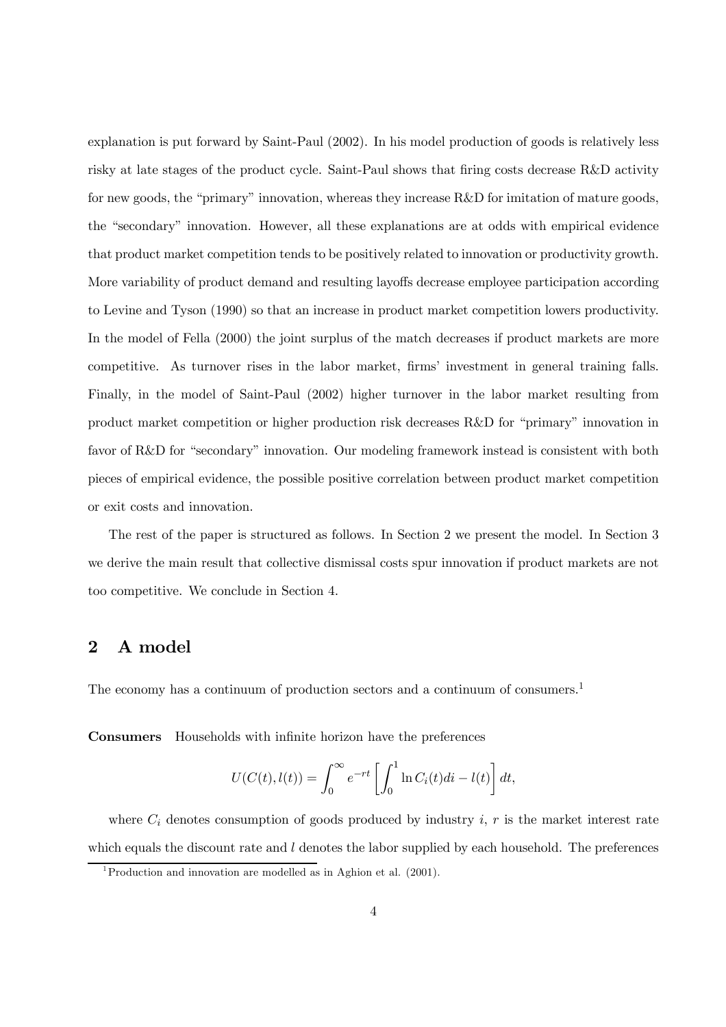explanation is put forward by Saint-Paul (2002). In his model production of goods is relatively less risky at late stages of the product cycle. Saint-Paul shows that firing costs decrease R&D activity for new goods, the "primary" innovation, whereas they increase R&D for imitation of mature goods, the "secondary" innovation. However, all these explanations are at odds with empirical evidence that product market competition tends to be positively related to innovation or productivity growth. More variability of product demand and resulting layoffs decrease employee participation according to Levine and Tyson (1990) so that an increase in product market competition lowers productivity. In the model of Fella (2000) the joint surplus of the match decreases if product markets are more competitive. As turnover rises in the labor market, firms' investment in general training falls. Finally, in the model of Saint-Paul (2002) higher turnover in the labor market resulting from product market competition or higher production risk decreases R&D for "primary" innovation in favor of R&D for "secondary" innovation. Our modeling framework instead is consistent with both pieces of empirical evidence, the possible positive correlation between product market competition or exit costs and innovation.

The rest of the paper is structured as follows. In Section 2 we present the model. In Section 3 we derive the main result that collective dismissal costs spur innovation if product markets are not too competitive. We conclude in Section 4.

## 2 A model

The economy has a continuum of production sectors and a continuum of consumers.[1]

**Consumers** Households with infinite horizon have the preferences

$$U(C(t), l(t)) = \int_0^\infty e^{-rt} \left[ \int_0^1 \ln C_i(t) di - l(t) \right] dt,$$

where $C_i$ denotes consumption of goods produced by industry $i$, $r$ is the market interest rate which equals the discount rate and $l$ denotes the labor supplied by each household. The preferences

[1] Production and innovation are modelled as in Aghion et al. (2001).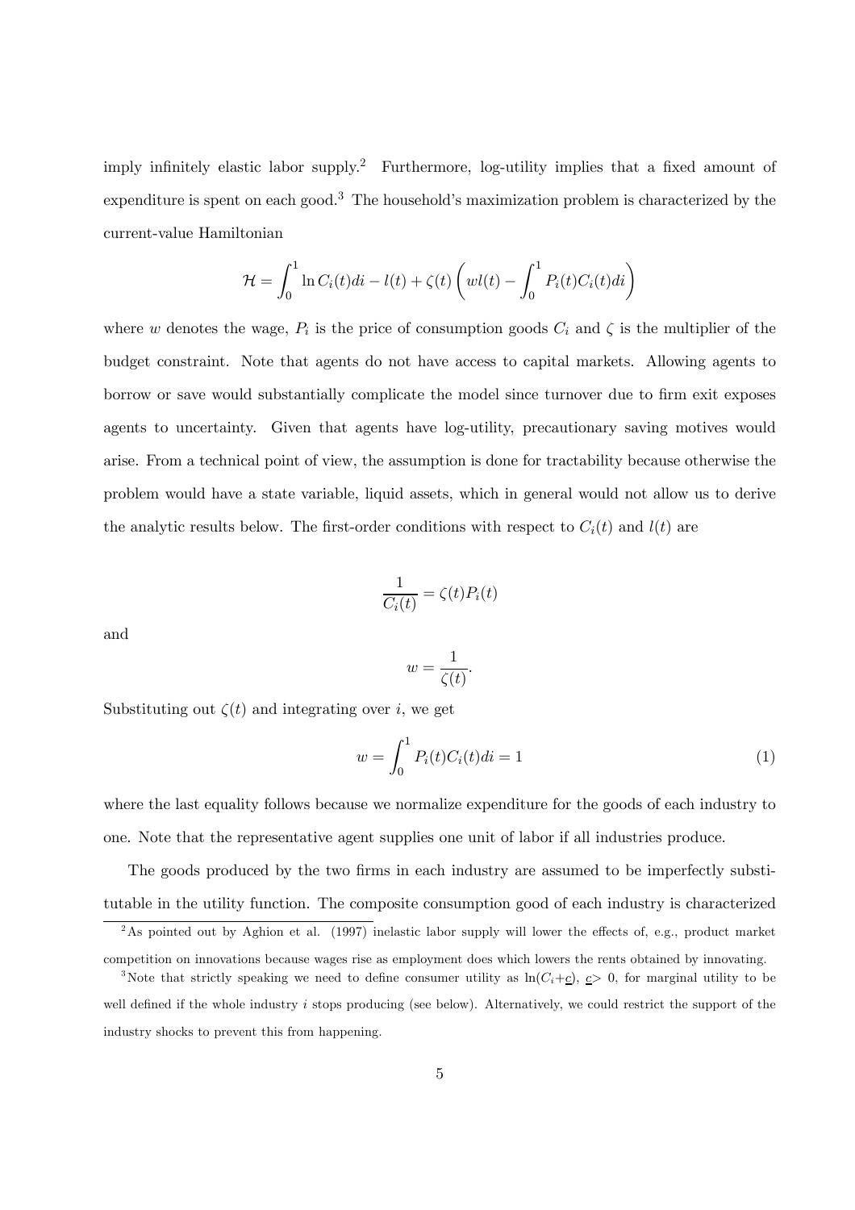imply infinitely elastic labor supply.[2] Furthermore, log-utility implies that a fixed amount of expenditure is spent on each good.[3] The household's maximization problem is characterized by the current-value Hamiltonian

$$\mathcal{H} = \int_0^1 \ln C_i(t)di - l(t) + \zeta(t)\left(wl(t) - \int_0^1 P_i(t)C_i(t)di\right)$$

where $w$ denotes the wage, $P_i$ is the price of consumption goods $C_i$ and $\zeta$ is the multiplier of the budget constraint. Note that agents do not have access to capital markets. Allowing agents to borrow or save would substantially complicate the model since turnover due to firm exit exposes agents to uncertainty. Given that agents have log-utility, precautionary saving motives would arise. From a technical point of view, the assumption is done for tractability because otherwise the problem would have a state variable, liquid assets, which in general would not allow us to derive the analytic results below. The first-order conditions with respect to $C_i(t)$ and $l(t)$ are

$$\frac{1}{C_i(t)} = \zeta(t)P_i(t)$$

and

$$w = \frac{1}{\zeta(t)}.$$

Substituting out $\zeta(t)$ and integrating over $i$, we get

$$w = \int_0^1 P_i(t)C_i(t)di = 1 \tag{1}$$

where the last equality follows because we normalize expenditure for the goods of each industry to one. Note that the representative agent supplies one unit of labor if all industries produce.

The goods produced by the two firms in each industry are assumed to be imperfectly substitutable in the utility function. The composite consumption good of each industry is characterized

[2] As pointed out by Aghion et al. (1997) inelastic labor supply will lower the effects of, e.g., product market competition on innovations because wages rise as employment does which lowers the rents obtained by innovating.

[3] Note that strictly speaking we need to define consumer utility as $\ln(C_i + \underline{c})$, $\underline{c} > 0$, for marginal utility to be well defined if the whole industry $i$ stops producing (see below). Alternatively, we could restrict the support of the industry shocks to prevent this from happening.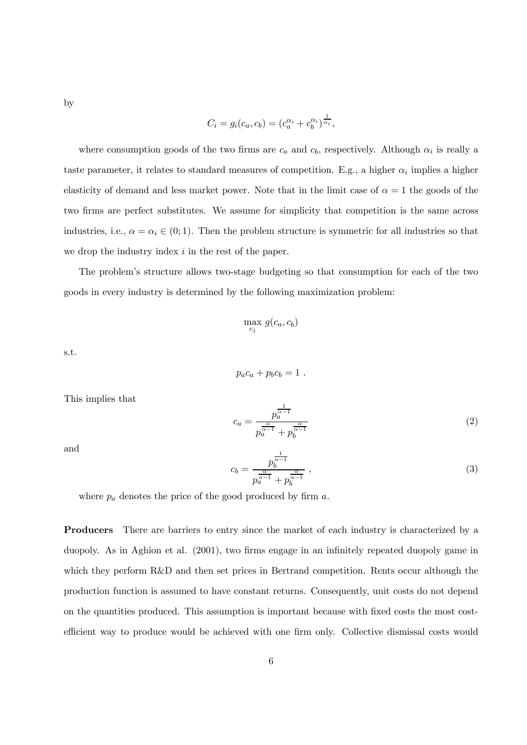by

$$C_i = g_i(c_a, c_b) = (c_a^{\alpha_i} + c_b^{\alpha_i})^{\frac{1}{\alpha_i}},$$

where consumption goods of the two firms are $c_a$ and $c_b$, respectively. Although $\alpha_i$ is really a taste parameter, it relates to standard measures of competition. E.g., a higher $\alpha_i$ implies a higher elasticity of demand and less market power. Note that in the limit case of $\alpha = 1$ the goods of the two firms are perfect substitutes. We assume for simplicity that competition is the same across industries, i.e., $\alpha = \alpha_i \in (0; 1)$. Then the problem structure is symmetric for all industries so that we drop the industry index $i$ in the rest of the paper.

The problem's structure allows two-stage budgeting so that consumption for each of the two goods in every industry is determined by the following maximization problem:

$$\max_{c_j} \; g(c_a, c_b)$$

s.t.

$$p_a c_a + p_b c_b = 1 \; .$$

This implies that

$$c_a = \frac{p_a^{\frac{1}{\alpha-1}}}{p_a^{\frac{\alpha}{\alpha-1}} + p_b^{\frac{\alpha}{\alpha-1}}} \tag{2}$$

and

$$c_b = \frac{p_b^{\frac{1}{\alpha-1}}}{p_a^{\frac{\alpha}{\alpha-1}} + p_b^{\frac{\alpha}{\alpha-1}}} \; , \tag{3}$$

where $p_a$ denotes the price of the good produced by firm $a$.

**Producers** There are barriers to entry since the market of each industry is characterized by a duopoly. As in Aghion et al. (2001), two firms engage in an infinitely repeated duopoly game in which they perform R&D and then set prices in Bertrand competition. Rents occur although the production function is assumed to have constant returns. Consequently, unit costs do not depend on the quantities produced. This assumption is important because with fixed costs the most cost-efficient way to produce would be achieved with one firm only. Collective dismissal costs would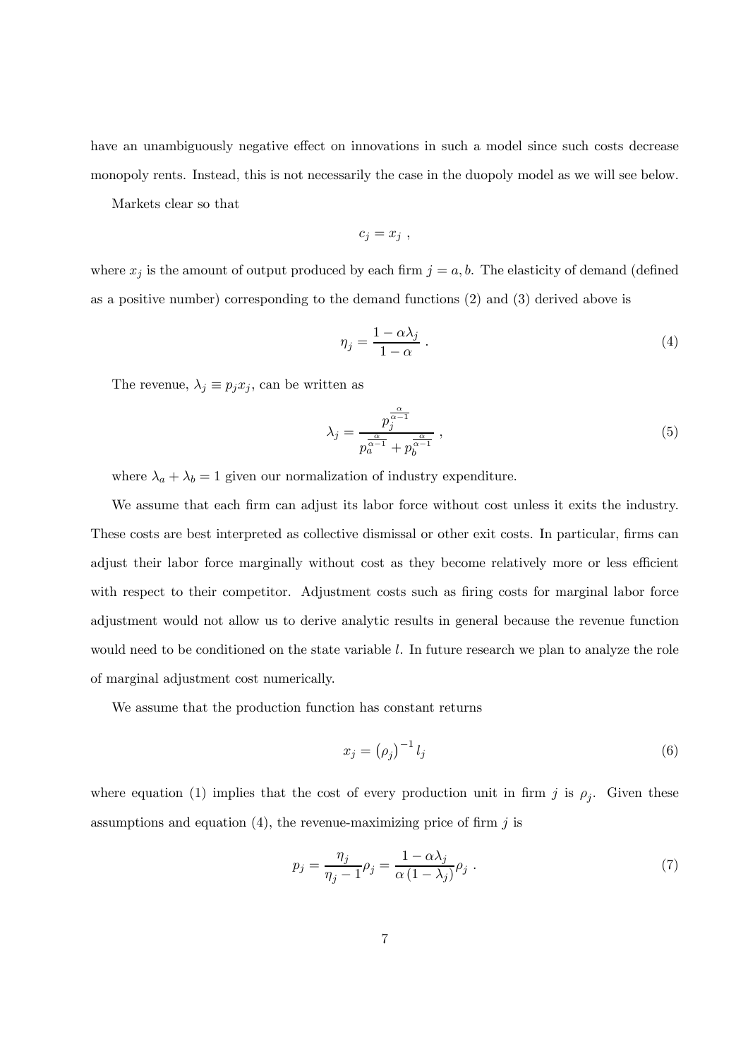have an unambiguously negative effect on innovations in such a model since such costs decrease monopoly rents. Instead, this is not necessarily the case in the duopoly model as we will see below.

Markets clear so that

$$c_j = x_j \ ,$$

where $x_j$ is the amount of output produced by each firm $j = a, b$. The elasticity of demand (defined as a positive number) corresponding to the demand functions (2) and (3) derived above is

$$\eta_j = \frac{1 - \alpha\lambda_j}{1 - \alpha} \ . \tag{4}$$

The revenue, $\lambda_j \equiv p_j x_j$, can be written as

$$\lambda_j = \frac{p_j^{\frac{\alpha}{\alpha-1}}}{p_a^{\frac{\alpha}{\alpha-1}} + p_b^{\frac{\alpha}{\alpha-1}}} \ , \tag{5}$$

where $\lambda_a + \lambda_b = 1$ given our normalization of industry expenditure.

We assume that each firm can adjust its labor force without cost unless it exits the industry. These costs are best interpreted as collective dismissal or other exit costs. In particular, firms can adjust their labor force marginally without cost as they become relatively more or less efficient with respect to their competitor. Adjustment costs such as firing costs for marginal labor force adjustment would not allow us to derive analytic results in general because the revenue function would need to be conditioned on the state variable $l$. In future research we plan to analyze the role of marginal adjustment cost numerically.

We assume that the production function has constant returns

$$x_j = \left(\rho_j\right)^{-1} l_j \tag{6}$$

where equation (1) implies that the cost of every production unit in firm $j$ is $\rho_j$. Given these assumptions and equation (4), the revenue-maximizing price of firm $j$ is

$$p_j = \frac{\eta_j}{\eta_j - 1}\rho_j = \frac{1 - \alpha\lambda_j}{\alpha\left(1 - \lambda_j\right)}\rho_j \ . \tag{7}$$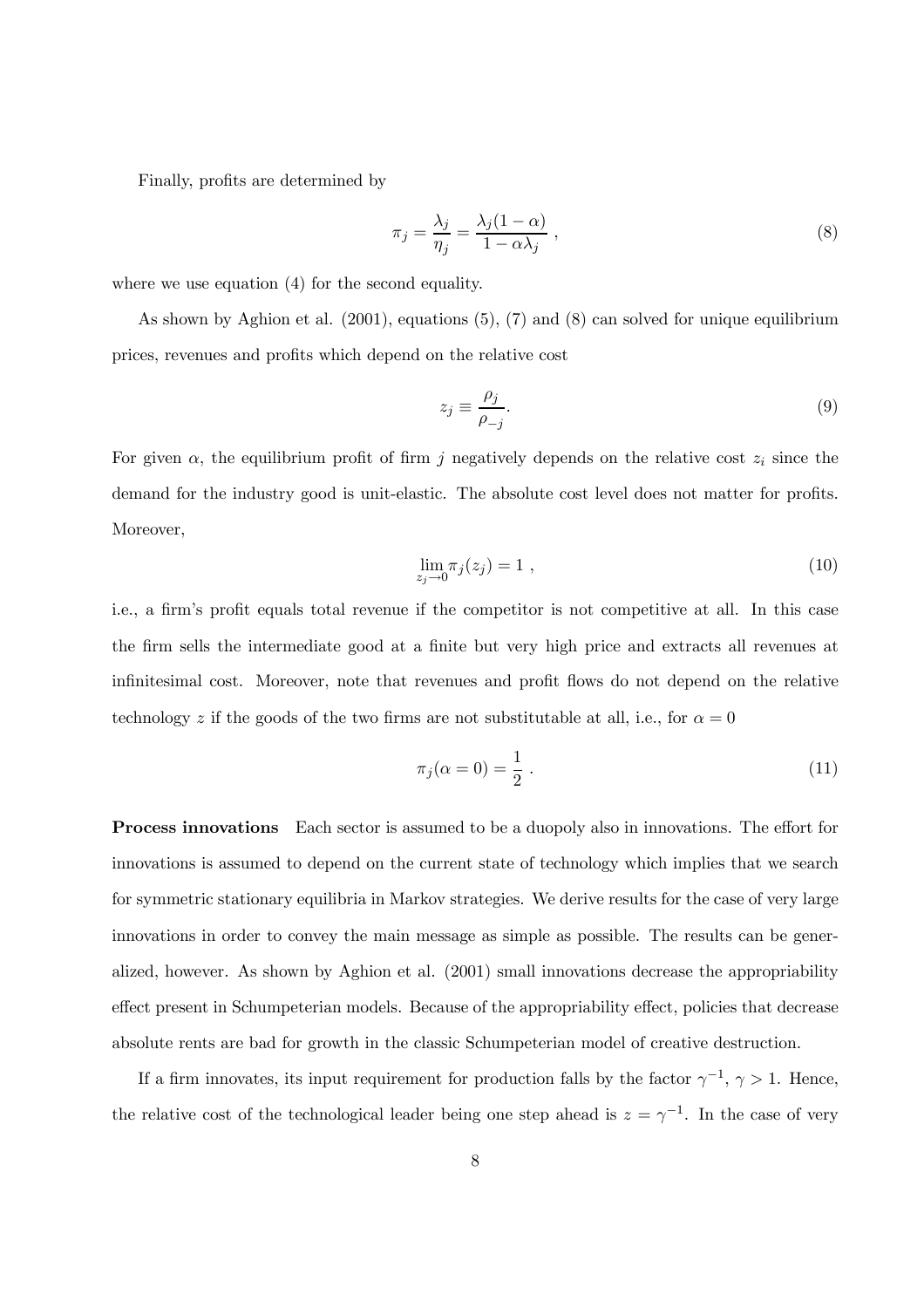Finally, profits are determined by

$$\pi_j = \frac{\lambda_j}{\eta_j} = \frac{\lambda_j(1-\alpha)}{1-\alpha\lambda_j} \ , \tag{8}$$

where we use equation (4) for the second equality.

As shown by Aghion et al. (2001), equations (5), (7) and (8) can solved for unique equilibrium prices, revenues and profits which depend on the relative cost

$$z_j \equiv \frac{\rho_j}{\rho_{-j}}. \tag{9}$$

For given $\alpha$, the equilibrium profit of firm $j$ negatively depends on the relative cost $z_i$ since the demand for the industry good is unit-elastic. The absolute cost level does not matter for profits. Moreover,

$$\lim_{z_j \to 0} \pi_j(z_j) = 1 \ , \tag{10}$$

i.e., a firm's profit equals total revenue if the competitor is not competitive at all. In this case the firm sells the intermediate good at a finite but very high price and extracts all revenues at infinitesimal cost. Moreover, note that revenues and profit flows do not depend on the relative technology $z$ if the goods of the two firms are not substitutable at all, i.e., for $\alpha = 0$

$$\pi_j(\alpha = 0) = \frac{1}{2} \ . \tag{11}$$

**Process innovations** Each sector is assumed to be a duopoly also in innovations. The effort for innovations is assumed to depend on the current state of technology which implies that we search for symmetric stationary equilibria in Markov strategies. We derive results for the case of very large innovations in order to convey the main message as simple as possible. The results can be generalized, however. As shown by Aghion et al. (2001) small innovations decrease the appropriability effect present in Schumpeterian models. Because of the appropriability effect, policies that decrease absolute rents are bad for growth in the classic Schumpeterian model of creative destruction.

If a firm innovates, its input requirement for production falls by the factor $\gamma^{-1}$, $\gamma > 1$. Hence, the relative cost of the technological leader being one step ahead is $z = \gamma^{-1}$. In the case of very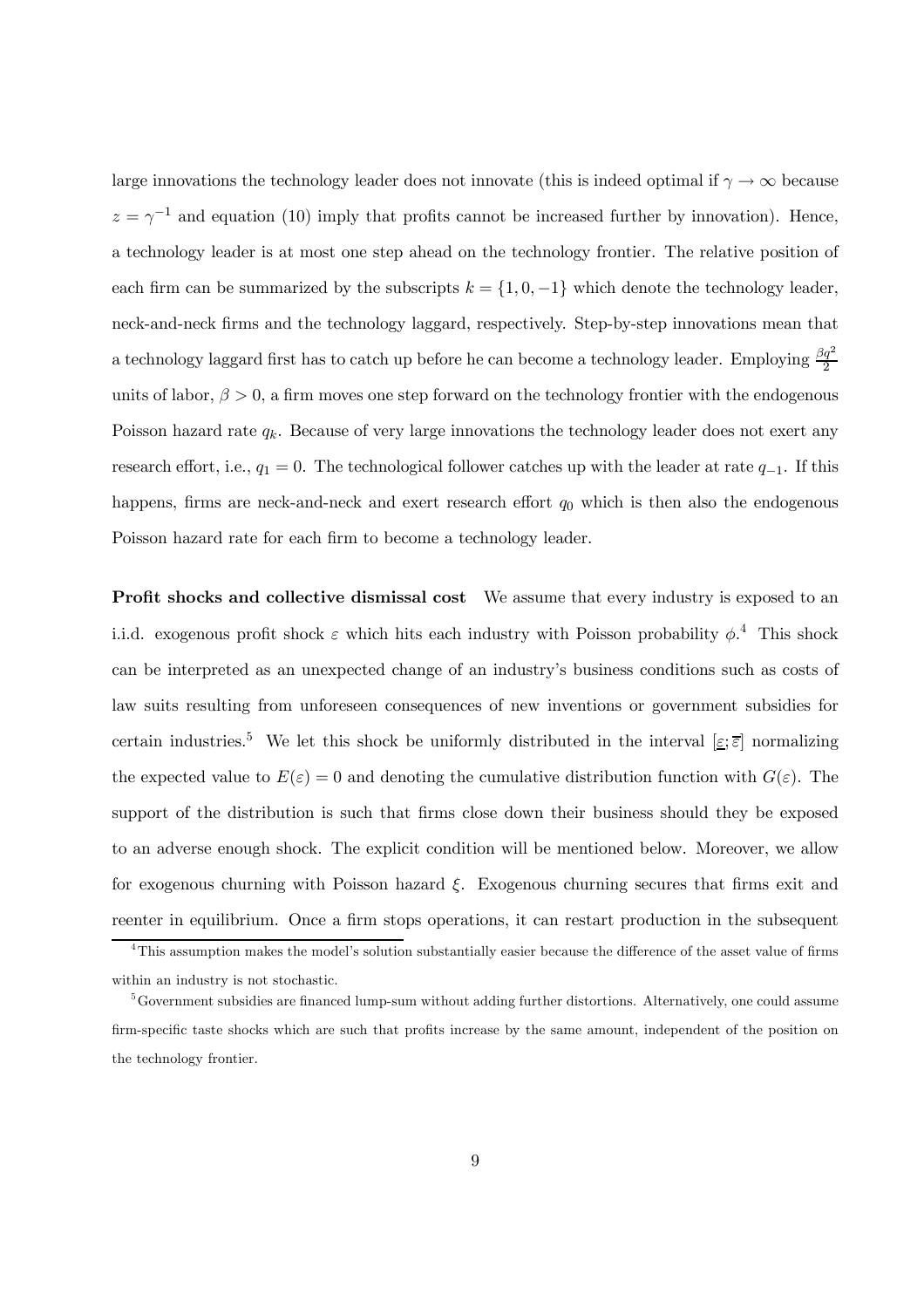large innovations the technology leader does not innovate (this is indeed optimal if $\gamma \to \infty$ because $z = \gamma^{-1}$ and equation (10) imply that profits cannot be increased further by innovation). Hence, a technology leader is at most one step ahead on the technology frontier. The relative position of each firm can be summarized by the subscripts $k = \{1, 0, -1\}$ which denote the technology leader, neck-and-neck firms and the technology laggard, respectively. Step-by-step innovations mean that a technology laggard first has to catch up before he can become a technology leader. Employing $\frac{\beta q^2}{2}$ units of labor, $\beta > 0$, a firm moves one step forward on the technology frontier with the endogenous Poisson hazard rate $q_k$. Because of very large innovations the technology leader does not exert any research effort, i.e., $q_1 = 0$. The technological follower catches up with the leader at rate $q_{-1}$. If this happens, firms are neck-and-neck and exert research effort $q_0$ which is then also the endogenous Poisson hazard rate for each firm to become a technology leader.

**Profit shocks and collective dismissal cost** We assume that every industry is exposed to an i.i.d. exogenous profit shock $\varepsilon$ which hits each industry with Poisson probability $\phi$.[4] This shock can be interpreted as an unexpected change of an industry's business conditions such as costs of law suits resulting from unforeseen consequences of new inventions or government subsidies for certain industries.[5] We let this shock be uniformly distributed in the interval $[\underline{\varepsilon}; \overline{\varepsilon}]$ normalizing the expected value to $E(\varepsilon) = 0$ and denoting the cumulative distribution function with $G(\varepsilon)$. The support of the distribution is such that firms close down their business should they be exposed to an adverse enough shock. The explicit condition will be mentioned below. Moreover, we allow for exogenous churning with Poisson hazard $\xi$. Exogenous churning secures that firms exit and reenter in equilibrium. Once a firm stops operations, it can restart production in the subsequent

---

[4] This assumption makes the model's solution substantially easier because the difference of the asset value of firms within an industry is not stochastic.

[5] Government subsidies are financed lump-sum without adding further distortions. Alternatively, one could assume firm-specific taste shocks which are such that profits increase by the same amount, independent of the position on the technology frontier.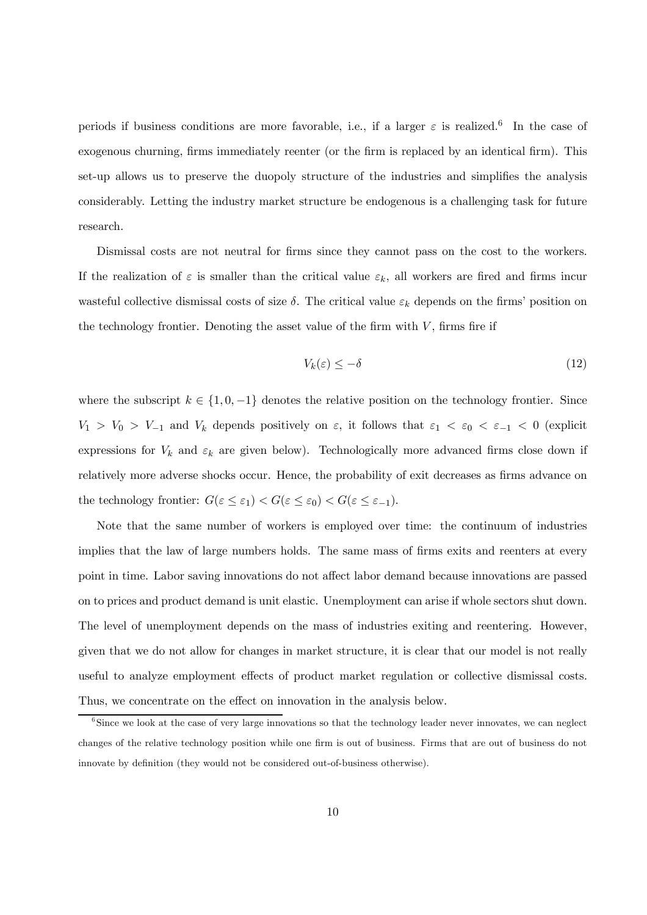periods if business conditions are more favorable, i.e., if a larger $\varepsilon$ is realized.[6] In the case of exogenous churning, firms immediately reenter (or the firm is replaced by an identical firm). This set-up allows us to preserve the duopoly structure of the industries and simplifies the analysis considerably. Letting the industry market structure be endogenous is a challenging task for future research.

Dismissal costs are not neutral for firms since they cannot pass on the cost to the workers. If the realization of $\varepsilon$ is smaller than the critical value $\varepsilon_k$, all workers are fired and firms incur wasteful collective dismissal costs of size $\delta$. The critical value $\varepsilon_k$ depends on the firms' position on the technology frontier. Denoting the asset value of the firm with $V$, firms fire if

$$V_k(\varepsilon) \leq -\delta \tag{12}$$

where the subscript $k \in \{1, 0, -1\}$ denotes the relative position on the technology frontier. Since $V_1 > V_0 > V_{-1}$ and $V_k$ depends positively on $\varepsilon$, it follows that $\varepsilon_1 < \varepsilon_0 < \varepsilon_{-1} < 0$ (explicit expressions for $V_k$ and $\varepsilon_k$ are given below). Technologically more advanced firms close down if relatively more adverse shocks occur. Hence, the probability of exit decreases as firms advance on the technology frontier: $G(\varepsilon \leq \varepsilon_1) < G(\varepsilon \leq \varepsilon_0) < G(\varepsilon \leq \varepsilon_{-1})$.

Note that the same number of workers is employed over time: the continuum of industries implies that the law of large numbers holds. The same mass of firms exits and reenters at every point in time. Labor saving innovations do not affect labor demand because innovations are passed on to prices and product demand is unit elastic. Unemployment can arise if whole sectors shut down. The level of unemployment depends on the mass of industries exiting and reentering. However, given that we do not allow for changes in market structure, it is clear that our model is not really useful to analyze employment effects of product market regulation or collective dismissal costs. Thus, we concentrate on the effect on innovation in the analysis below.

[6] Since we look at the case of very large innovations so that the technology leader never innovates, we can neglect changes of the relative technology position while one firm is out of business. Firms that are out of business do not innovate by definition (they would not be considered out-of-business otherwise).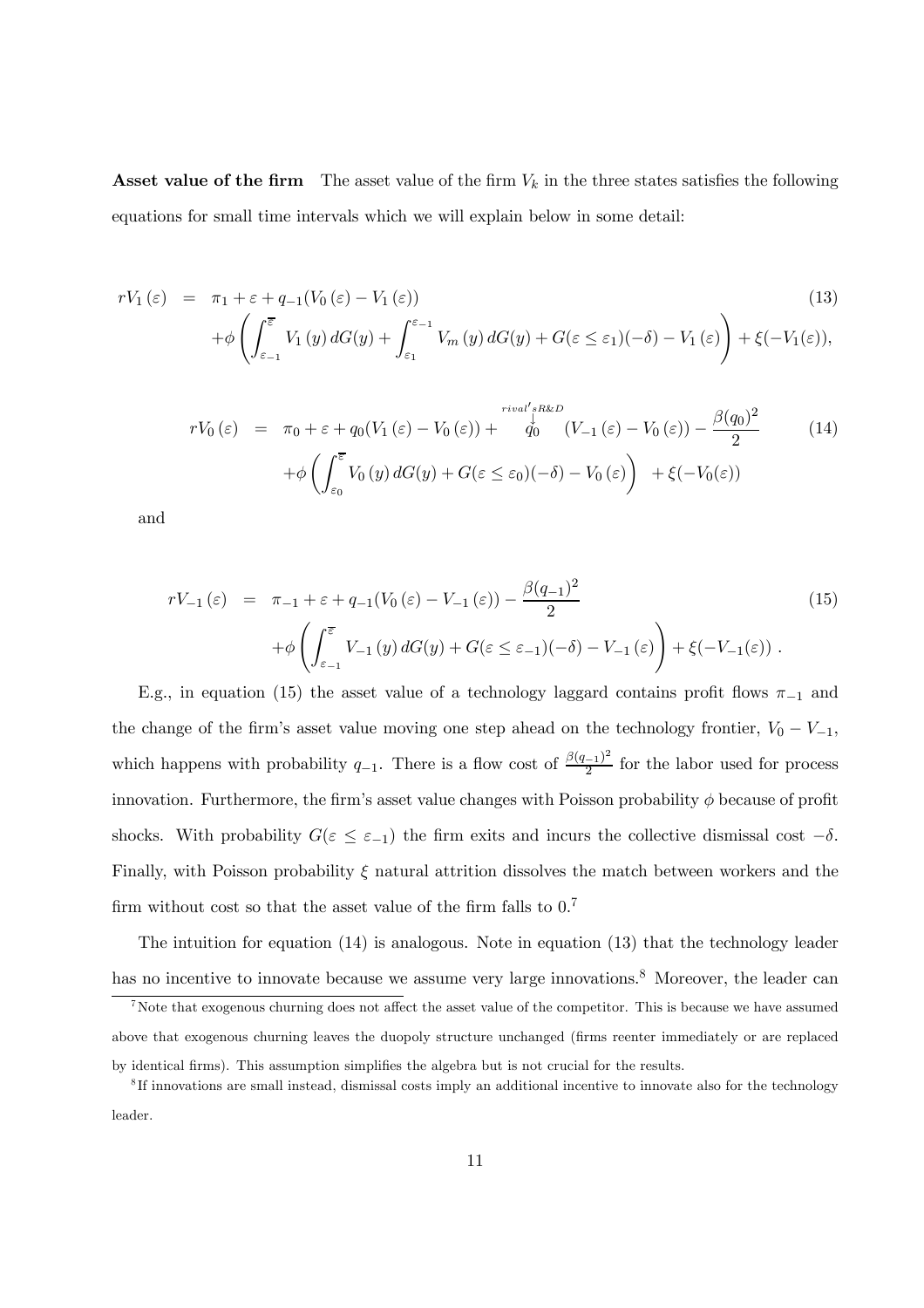**Asset value of the firm** The asset value of the firm $V_k$ in the three states satisfies the following equations for small time intervals which we will explain below in some detail:

$$
\begin{aligned}
rV_1(\varepsilon) &= \pi_1 + \varepsilon + q_{-1}(V_0(\varepsilon) - V_1(\varepsilon)) \\
&\quad + \phi\left(\int_{\varepsilon_{-1}}^{\overline{\varepsilon}} V_1(y)\, dG(y) + \int_{\varepsilon_1}^{\varepsilon_{-1}} V_m(y)\, dG(y) + G(\varepsilon \leq \varepsilon_1)(-\delta) - V_1(\varepsilon)\right) + \xi(-V_1(\varepsilon)),
\end{aligned}
\tag{13}
$$

$$
\begin{aligned}
rV_0(\varepsilon) &= \pi_0 + \varepsilon + q_0(V_1(\varepsilon) - V_0(\varepsilon)) + \overset{rival's\,R\&D}{\overset{\downarrow}{q_0}} (V_{-1}(\varepsilon) - V_0(\varepsilon)) - \frac{\beta(q_0)^2}{2} \\
&\quad + \phi\left(\int_{\varepsilon_0}^{\overline{\varepsilon}} V_0(y)\, dG(y) + G(\varepsilon \leq \varepsilon_0)(-\delta) - V_0(\varepsilon)\right) + \xi(-V_0(\varepsilon))
\end{aligned}
\tag{14}
$$

and

$$
\begin{aligned}
rV_{-1}(\varepsilon) &= \pi_{-1} + \varepsilon + q_{-1}(V_0(\varepsilon) - V_{-1}(\varepsilon)) - \frac{\beta(q_{-1})^2}{2} \\
&\quad + \phi\left(\int_{\varepsilon_{-1}}^{\overline{\varepsilon}} V_{-1}(y)\, dG(y) + G(\varepsilon \leq \varepsilon_{-1})(-\delta) - V_{-1}(\varepsilon)\right) + \xi(-V_{-1}(\varepsilon)) \,.
\end{aligned}
\tag{15}
$$

E.g., in equation (15) the asset value of a technology laggard contains profit flows $\pi_{-1}$ and the change of the firm's asset value moving one step ahead on the technology frontier, $V_0 - V_{-1}$, which happens with probability $q_{-1}$. There is a flow cost of $\frac{\beta(q_{-1})^2}{2}$ for the labor used for process innovation. Furthermore, the firm's asset value changes with Poisson probability $\phi$ because of profit shocks. With probability $G(\varepsilon \leq \varepsilon_{-1})$ the firm exits and incurs the collective dismissal cost $-\delta$. Finally, with Poisson probability $\xi$ natural attrition dissolves the match between workers and the firm without cost so that the asset value of the firm falls to 0.[7]

The intuition for equation (14) is analogous. Note in equation (13) that the technology leader has no incentive to innovate because we assume very large innovations.[8] Moreover, the leader can

[7] Note that exogenous churning does not affect the asset value of the competitor. This is because we have assumed above that exogenous churning leaves the duopoly structure unchanged (firms reenter immediately or are replaced by identical firms). This assumption simplifies the algebra but is not crucial for the results.

[8] If innovations are small instead, dismissal costs imply an additional incentive to innovate also for the technology leader.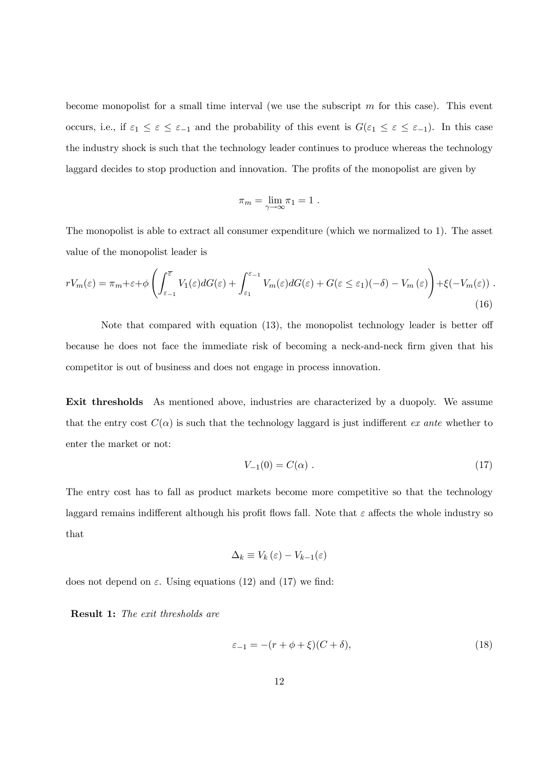become monopolist for a small time interval (we use the subscript $m$ for this case). This event occurs, i.e., if $\varepsilon_1 \leq \varepsilon \leq \varepsilon_{-1}$ and the probability of this event is $G(\varepsilon_1 \leq \varepsilon \leq \varepsilon_{-1})$. In this case the industry shock is such that the technology leader continues to produce whereas the technology laggard decides to stop production and innovation. The profits of the monopolist are given by

$$\pi_m = \lim_{\gamma \to \infty} \pi_1 = 1 \; .$$

The monopolist is able to extract all consumer expenditure (which we normalized to 1). The asset value of the monopolist leader is

$$rV_m(\varepsilon) = \pi_m + \varepsilon + \phi\left(\int_{\varepsilon_{-1}}^{\overline{\varepsilon}} V_1(\varepsilon)dG(\varepsilon) + \int_{\varepsilon_1}^{\varepsilon_{-1}} V_m(\varepsilon)dG(\varepsilon) + G(\varepsilon \leq \varepsilon_1)(-\delta) - V_m(\varepsilon)\right) + \xi(-V_m(\varepsilon)) \; . \tag{16}$$

Note that compared with equation (13), the monopolist technology leader is better off because he does not face the immediate risk of becoming a neck-and-neck firm given that his competitor is out of business and does not engage in process innovation.

**Exit thresholds** As mentioned above, industries are characterized by a duopoly. We assume that the entry cost $C(\alpha)$ is such that the technology laggard is just indifferent *ex ante* whether to enter the market or not:

$$V_{-1}(0) = C(\alpha) \; . \tag{17}$$

The entry cost has to fall as product markets become more competitive so that the technology laggard remains indifferent although his profit flows fall. Note that $\varepsilon$ affects the whole industry so that

$$\Delta_k \equiv V_k(\varepsilon) - V_{k-1}(\varepsilon)$$

does not depend on $\varepsilon$. Using equations (12) and (17) we find:

**Result 1:** *The exit thresholds are*

$$\varepsilon_{-1} = -(r + \phi + \xi)(C + \delta), \tag{18}$$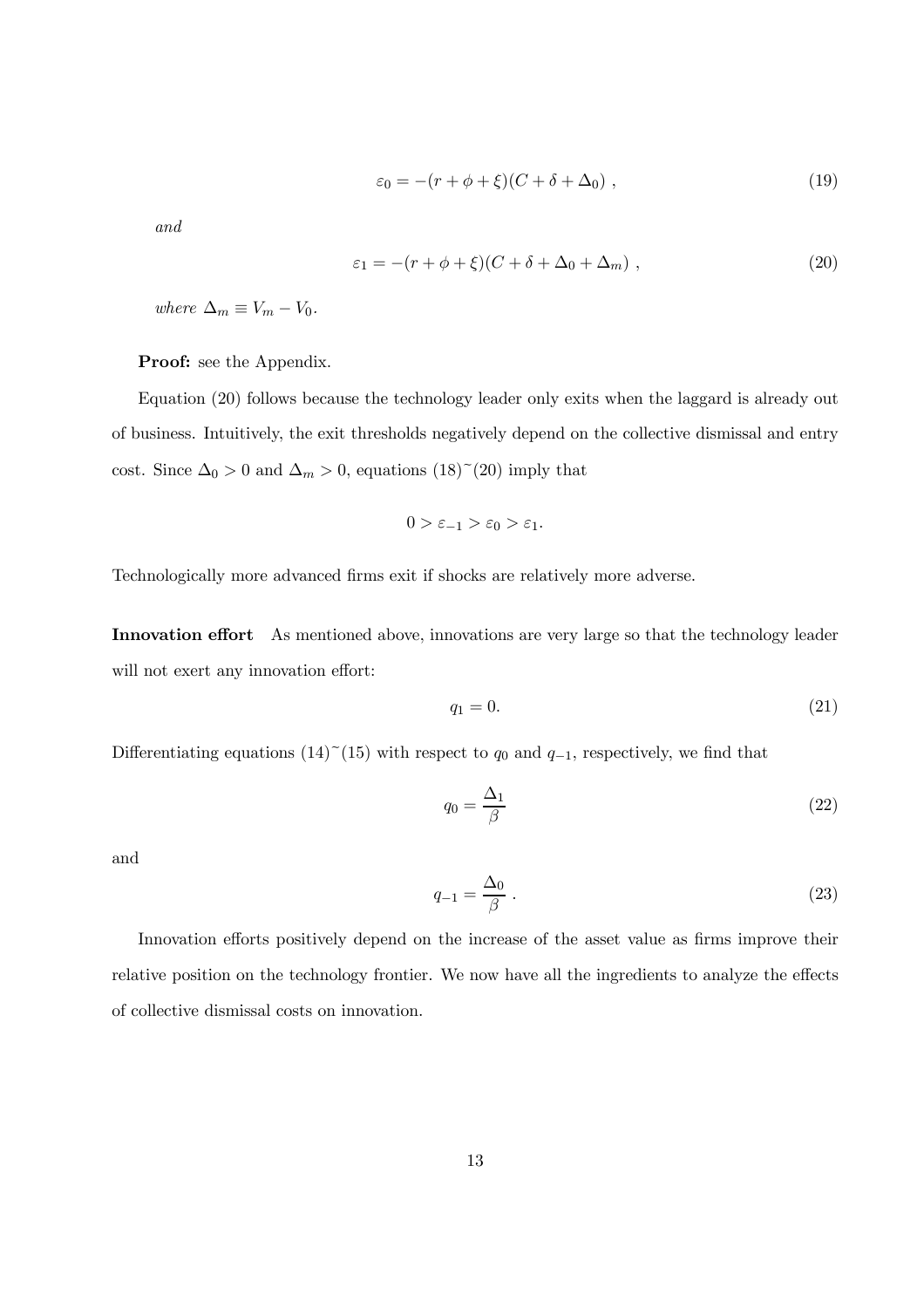$$\varepsilon_0 = -(r + \phi + \xi)(C + \delta + \Delta_0) , \tag{19}$$

*and*

$$\varepsilon_1 = -(r + \phi + \xi)(C + \delta + \Delta_0 + \Delta_m) , \tag{20}$$

*where* $\Delta_m \equiv V_m - V_0$.

**Proof:** see the Appendix.

Equation (20) follows because the technology leader only exits when the laggard is already out of business. Intuitively, the exit thresholds negatively depend on the collective dismissal and entry cost. Since $\Delta_0 > 0$ and $\Delta_m > 0$, equations (18)~(20) imply that

$$0 > \varepsilon_{-1} > \varepsilon_0 > \varepsilon_1.$$

Technologically more advanced firms exit if shocks are relatively more adverse.

**Innovation effort** As mentioned above, innovations are very large so that the technology leader will not exert any innovation effort:

$$q_1 = 0. \tag{21}$$

Differentiating equations (14)~(15) with respect to $q_0$ and $q_{-1}$, respectively, we find that

$$q_0 = \frac{\Delta_1}{\beta} \tag{22}$$

and

$$q_{-1} = \frac{\Delta_0}{\beta} . \tag{23}$$

Innovation efforts positively depend on the increase of the asset value as firms improve their relative position on the technology frontier. We now have all the ingredients to analyze the effects of collective dismissal costs on innovation.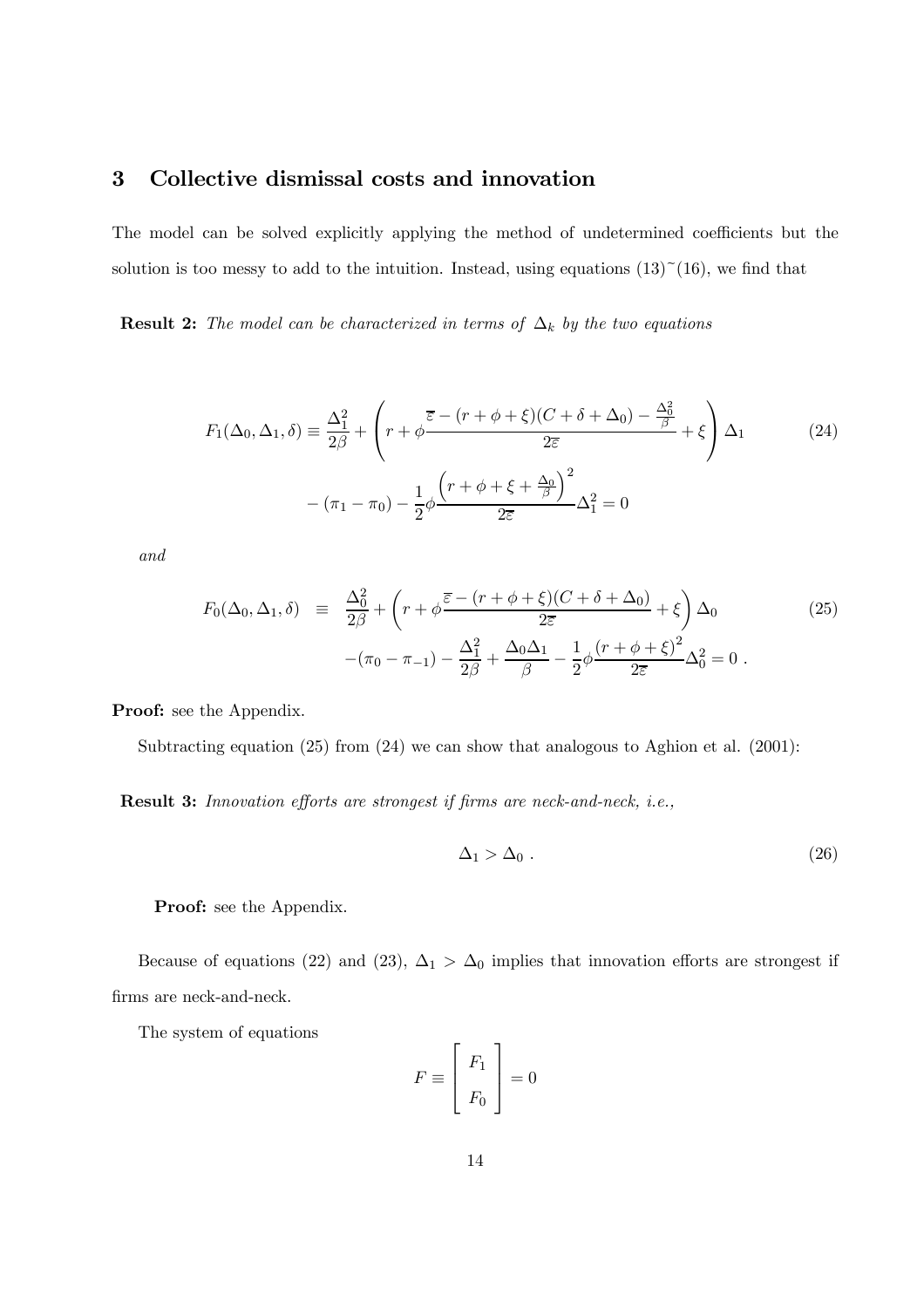## 3 Collective dismissal costs and innovation

The model can be solved explicitly applying the method of undetermined coefficients but the solution is too messy to add to the intuition. Instead, using equations (13)~(16), we find that

**Result 2:** *The model can be characterized in terms of $\Delta_k$ by the two equations*

$$F_1(\Delta_0, \Delta_1, \delta) \equiv \frac{\Delta_1^2}{2\beta} + \left( r + \phi \frac{\overline{\varepsilon} - (r + \phi + \xi)(C + \delta + \Delta_0) - \frac{\Delta_0^2}{\beta}}{2\overline{\varepsilon}} + \xi \right) \Delta_1 \tag{24}$$

$$- (\pi_1 - \pi_0) - \frac{1}{2} \phi \frac{\left( r + \phi + \xi + \frac{\Delta_0}{\beta} \right)^2}{2\overline{\varepsilon}} \Delta_1^2 = 0$$

*and*

$$\begin{aligned} F_0(\Delta_0, \Delta_1, \delta) \equiv & \frac{\Delta_0^2}{2\beta} + \left( r + \phi \frac{\overline{\varepsilon} - (r + \phi + \xi)(C + \delta + \Delta_0)}{2\overline{\varepsilon}} + \xi \right) \Delta_0 \\ & -(\pi_0 - \pi_{-1}) - \frac{\Delta_1^2}{2\beta} + \frac{\Delta_0 \Delta_1}{\beta} - \frac{1}{2} \phi \frac{(r + \phi + \xi)^2}{2\overline{\varepsilon}} \Delta_0^2 = 0 \ . \end{aligned} \tag{25}$$

**Proof:** see the Appendix.

Subtracting equation (25) from (24) we can show that analogous to Aghion et al. (2001):

**Result 3:** *Innovation efforts are strongest if firms are neck-and-neck, i.e.,*

$$\Delta_1 > \Delta_0 \ . \tag{26}$$

**Proof:** see the Appendix.

Because of equations (22) and (23), $\Delta_1 > \Delta_0$ implies that innovation efforts are strongest if firms are neck-and-neck.

The system of equations

$$F \equiv \begin{bmatrix} F_1 \\ F_0 \end{bmatrix} = 0$$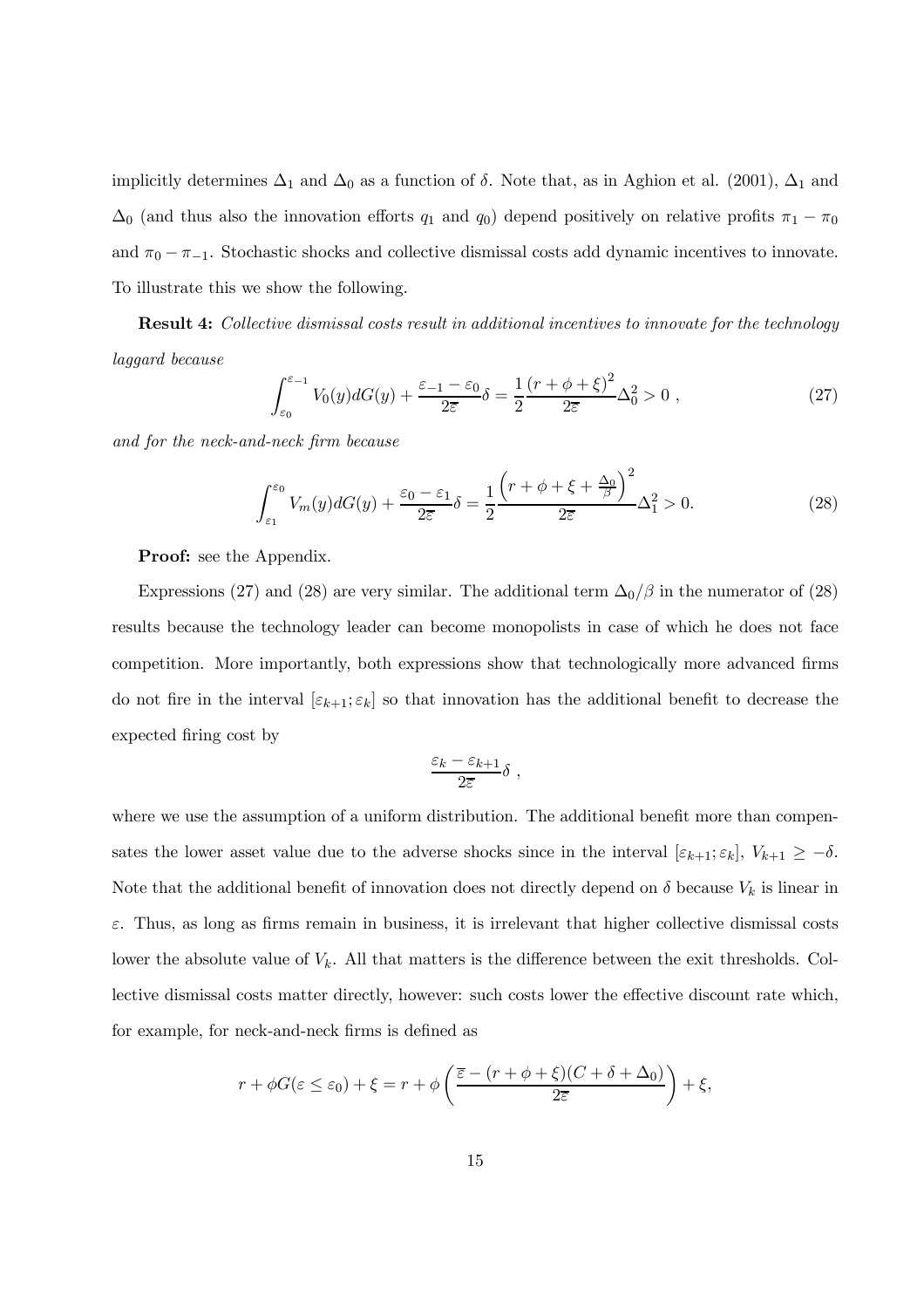implicitly determines $\Delta_1$ and $\Delta_0$ as a function of $\delta$. Note that, as in Aghion et al. (2001), $\Delta_1$ and $\Delta_0$ (and thus also the innovation efforts $q_1$ and $q_0$) depend positively on relative profits $\pi_1 - \pi_0$ and $\pi_0 - \pi_{-1}$. Stochastic shocks and collective dismissal costs add dynamic incentives to innovate. To illustrate this we show the following.

**Result 4:** *Collective dismissal costs result in additional incentives to innovate for the technology laggard because*

$$\int_{\varepsilon_0}^{\varepsilon_{-1}} V_0(y)dG(y) + \frac{\varepsilon_{-1} - \varepsilon_0}{2\overline{\varepsilon}}\delta = \frac{1}{2}\frac{(r+\phi+\xi)^2}{2\overline{\varepsilon}}\Delta_0^2 > 0 \; , \tag{27}$$

*and for the neck-and-neck firm because*

$$\int_{\varepsilon_1}^{\varepsilon_0} V_m(y)dG(y) + \frac{\varepsilon_0 - \varepsilon_1}{2\overline{\varepsilon}}\delta = \frac{1}{2}\frac{\left(r+\phi+\xi+\frac{\Delta_0}{\beta}\right)^2}{2\overline{\varepsilon}}\Delta_1^2 > 0. \tag{28}$$

**Proof:** see the Appendix.

Expressions (27) and (28) are very similar. The additional term $\Delta_0/\beta$ in the numerator of (28) results because the technology leader can become monopolists in case of which he does not face competition. More importantly, both expressions show that technologically more advanced firms do not fire in the interval $[\varepsilon_{k+1}; \varepsilon_k]$ so that innovation has the additional benefit to decrease the expected firing cost by

$$\frac{\varepsilon_k - \varepsilon_{k+1}}{2\overline{\varepsilon}}\delta \; ,$$

where we use the assumption of a uniform distribution. The additional benefit more than compensates the lower asset value due to the adverse shocks since in the interval $[\varepsilon_{k+1}; \varepsilon_k]$, $V_{k+1} \geq -\delta$. Note that the additional benefit of innovation does not directly depend on $\delta$ because $V_k$ is linear in $\varepsilon$. Thus, as long as firms remain in business, it is irrelevant that higher collective dismissal costs lower the absolute value of $V_k$. All that matters is the difference between the exit thresholds. Collective dismissal costs matter directly, however: such costs lower the effective discount rate which, for example, for neck-and-neck firms is defined as

$$r + \phi G(\varepsilon \leq \varepsilon_0) + \xi = r + \phi\left(\frac{\overline{\varepsilon} - (r+\phi+\xi)(C+\delta+\Delta_0)}{2\overline{\varepsilon}}\right) + \xi,$$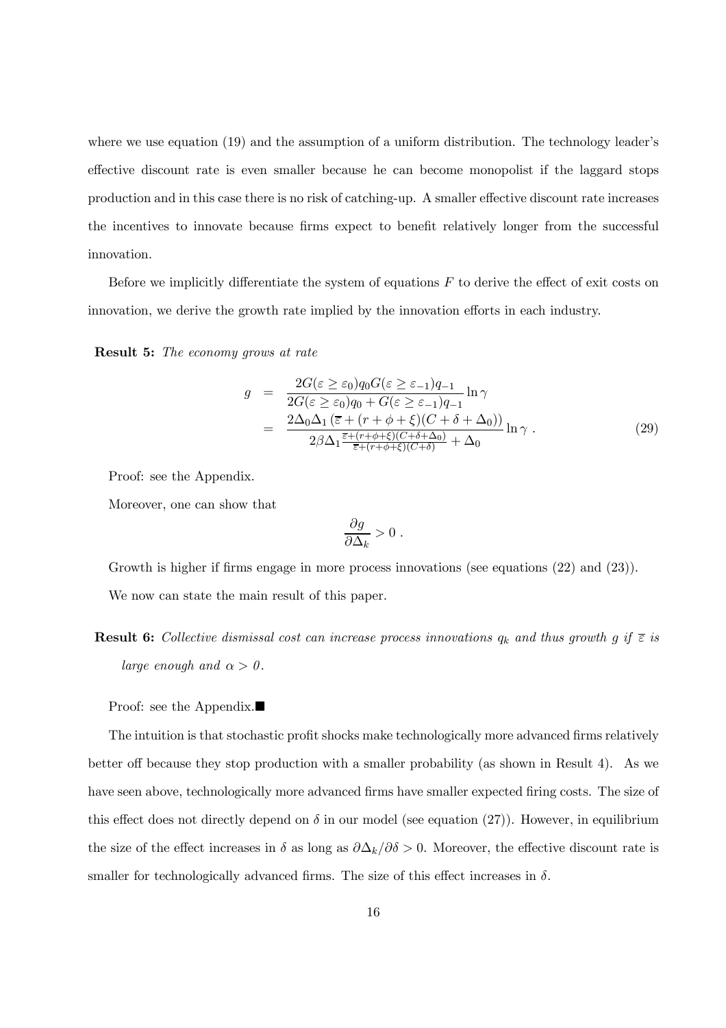where we use equation (19) and the assumption of a uniform distribution. The technology leader's effective discount rate is even smaller because he can become monopolist if the laggard stops production and in this case there is no risk of catching-up. A smaller effective discount rate increases the incentives to innovate because firms expect to benefit relatively longer from the successful innovation.

Before we implicitly differentiate the system of equations $F$ to derive the effect of exit costs on innovation, we derive the growth rate implied by the innovation efforts in each industry.

**Result 5:** *The economy grows at rate*

$$
\begin{aligned}
g &= \frac{2G(\varepsilon \geq \varepsilon_0)q_0 G(\varepsilon \geq \varepsilon_{-1})q_{-1}}{2G(\varepsilon \geq \varepsilon_0)q_0 + G(\varepsilon \geq \varepsilon_{-1})q_{-1}} \ln \gamma \\
&= \frac{2\Delta_0 \Delta_1 \left(\overline{\varepsilon} + (r+\phi+\xi)(C+\delta+\Delta_0)\right)}{2\beta\Delta_1 \frac{\overline{\varepsilon}+(r+\phi+\xi)(C+\delta+\Delta_0)}{\overline{\varepsilon}+(r+\phi+\xi)(C+\delta)} + \Delta_0} \ln \gamma \ .
\end{aligned} \tag{29}
$$

Proof: see the Appendix.

Moreover, one can show that

$$
\frac{\partial g}{\partial \Delta_k} > 0 \ .
$$

Growth is higher if firms engage in more process innovations (see equations (22) and (23)).

We now can state the main result of this paper.

**Result 6:** *Collective dismissal cost can increase process innovations $q_k$ and thus growth $g$ if $\overline{\varepsilon}$ is large enough and $\alpha > 0$.*

Proof: see the Appendix.■

The intuition is that stochastic profit shocks make technologically more advanced firms relatively better off because they stop production with a smaller probability (as shown in Result 4). As we have seen above, technologically more advanced firms have smaller expected firing costs. The size of this effect does not directly depend on $\delta$ in our model (see equation (27)). However, in equilibrium the size of the effect increases in $\delta$ as long as $\partial \Delta_k / \partial \delta > 0$. Moreover, the effective discount rate is smaller for technologically advanced firms. The size of this effect increases in $\delta$.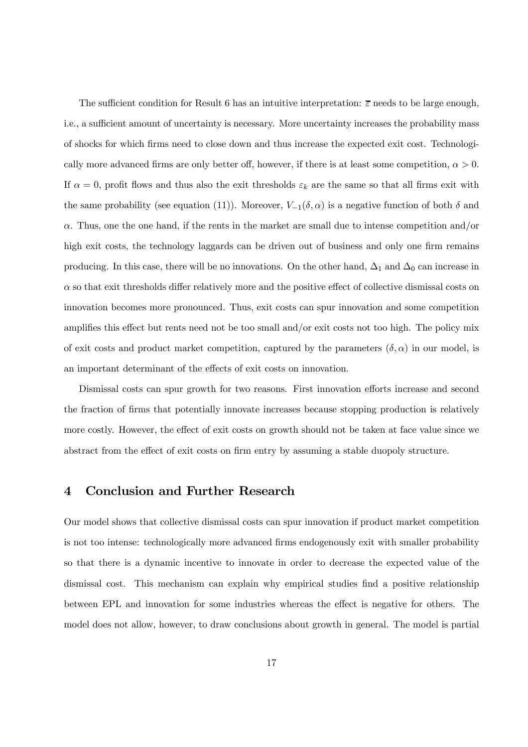The sufficient condition for Result 6 has an intuitive interpretation: $\overline{\varepsilon}$ needs to be large enough, i.e., a sufficient amount of uncertainty is necessary. More uncertainty increases the probability mass of shocks for which firms need to close down and thus increase the expected exit cost. Technologically more advanced firms are only better off, however, if there is at least some competition, $\alpha > 0$. If $\alpha = 0$, profit flows and thus also the exit thresholds $\varepsilon_k$ are the same so that all firms exit with the same probability (see equation (11)). Moreover, $V_{-1}(\delta, \alpha)$ is a negative function of both $\delta$ and $\alpha$. Thus, one the one hand, if the rents in the market are small due to intense competition and/or high exit costs, the technology laggards can be driven out of business and only one firm remains producing. In this case, there will be no innovations. On the other hand, $\Delta_1$ and $\Delta_0$ can increase in $\alpha$ so that exit thresholds differ relatively more and the positive effect of collective dismissal costs on innovation becomes more pronounced. Thus, exit costs can spur innovation and some competition amplifies this effect but rents need not be too small and/or exit costs not too high. The policy mix of exit costs and product market competition, captured by the parameters $(\delta, \alpha)$ in our model, is an important determinant of the effects of exit costs on innovation.

Dismissal costs can spur growth for two reasons. First innovation efforts increase and second the fraction of firms that potentially innovate increases because stopping production is relatively more costly. However, the effect of exit costs on growth should not be taken at face value since we abstract from the effect of exit costs on firm entry by assuming a stable duopoly structure.

## 4 Conclusion and Further Research

Our model shows that collective dismissal costs can spur innovation if product market competition is not too intense: technologically more advanced firms endogenously exit with smaller probability so that there is a dynamic incentive to innovate in order to decrease the expected value of the dismissal cost. This mechanism can explain why empirical studies find a positive relationship between EPL and innovation for some industries whereas the effect is negative for others. The model does not allow, however, to draw conclusions about growth in general. The model is partial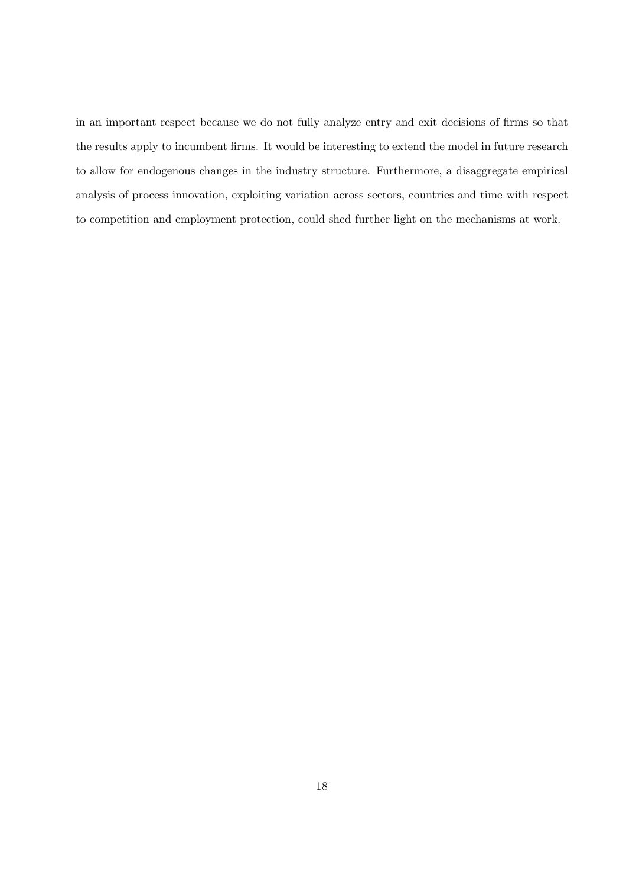in an important respect because we do not fully analyze entry and exit decisions of firms so that the results apply to incumbent firms. It would be interesting to extend the model in future research to allow for endogenous changes in the industry structure. Furthermore, a disaggregate empirical analysis of process innovation, exploiting variation across sectors, countries and time with respect to competition and employment protection, could shed further light on the mechanisms at work.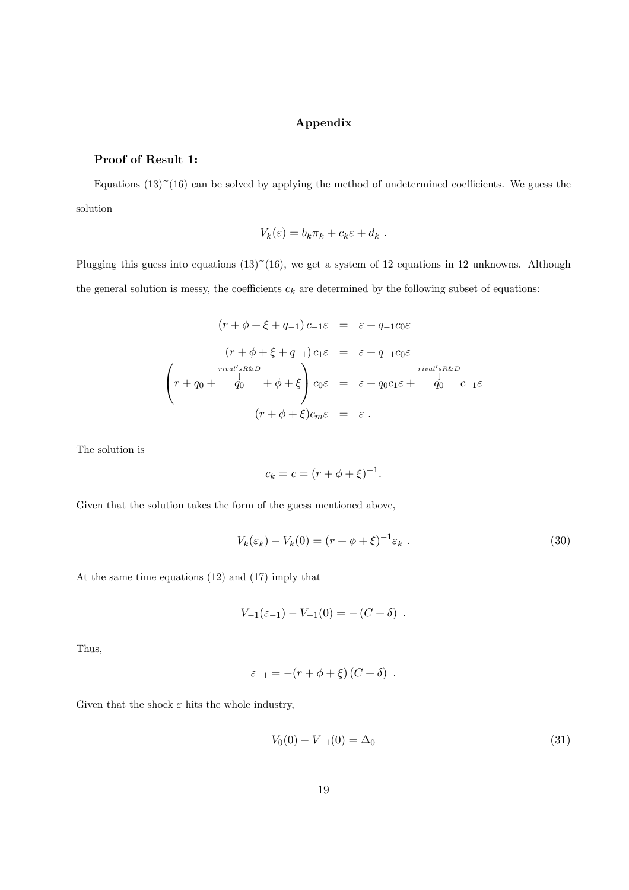## Appendix

**Proof of Result 1:**

Equations (13)~(16) can be solved by applying the method of undetermined coefficients. We guess the solution

$$V_k(\varepsilon) = b_k \pi_k + c_k \varepsilon + d_k \ .$$

Plugging this guess into equations (13)~(16), we get a system of 12 equations in 12 unknowns. Although the general solution is messy, the coefficients $c_k$ are determined by the following subset of equations:

$$\begin{aligned}
(r + \phi + \xi + q_{-1})\, c_{-1}\varepsilon &= \varepsilon + q_{-1} c_0 \varepsilon \\
(r + \phi + \xi + q_{-1})\, c_1 \varepsilon &= \varepsilon + q_{-1} c_0 \varepsilon \\
\left( r + q_0 + \overset{rival's R\&D}{\overset{\downarrow}{q_0}} + \phi + \xi \right) c_0 \varepsilon &= \varepsilon + q_0 c_1 \varepsilon + \overset{rival's R\&D}{\overset{\downarrow}{q_0}} c_{-1}\varepsilon \\
(r + \phi + \xi) c_m \varepsilon &= \varepsilon \ .
\end{aligned}$$

The solution is

$$c_k = c = (r + \phi + \xi)^{-1}.$$

Given that the solution takes the form of the guess mentioned above,

$$V_k(\varepsilon_k) - V_k(0) = (r + \phi + \xi)^{-1} \varepsilon_k \ . \tag{30}$$

At the same time equations (12) and (17) imply that

$$V_{-1}(\varepsilon_{-1}) - V_{-1}(0) = -(C + \delta) \ .$$

Thus,

$$\varepsilon_{-1} = -(r + \phi + \xi)(C + \delta) \ .$$

Given that the shock $\varepsilon$ hits the whole industry,

$$V_0(0) - V_{-1}(0) = \Delta_0 \tag{31}$$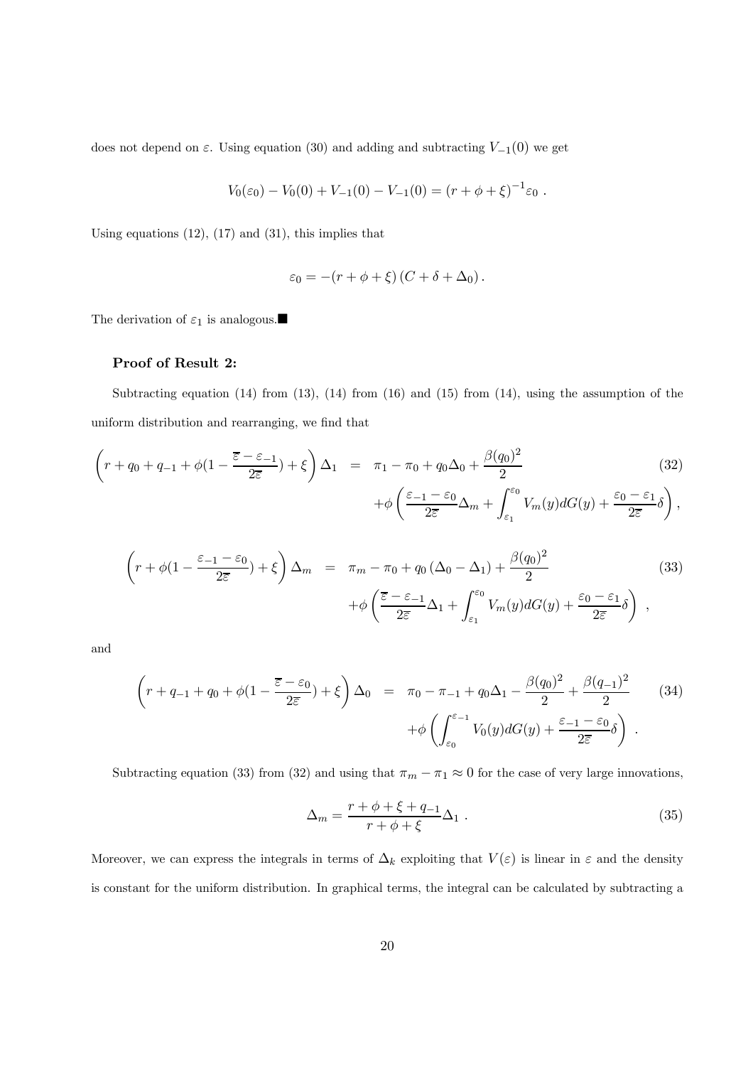does not depend on $\varepsilon$. Using equation (30) and adding and subtracting $V_{-1}(0)$ we get

$$V_0(\varepsilon_0) - V_0(0) + V_{-1}(0) - V_{-1}(0) = (r + \phi + \xi)^{-1}\varepsilon_0 \ .$$

Using equations (12), (17) and (31), this implies that

$$\varepsilon_0 = -(r + \phi + \xi)\,(C + \delta + \Delta_0)\,.$$

The derivation of $\varepsilon_1$ is analogous.■

**Proof of Result 2:**

Subtracting equation (14) from (13), (14) from (16) and (15) from (14), using the assumption of the uniform distribution and rearranging, we find that

$$\left(r + q_0 + q_{-1} + \phi(1 - \frac{\overline{\varepsilon} - \varepsilon_{-1}}{2\overline{\varepsilon}}) + \xi\right)\Delta_1 = \pi_1 - \pi_0 + q_0\Delta_0 + \frac{\beta(q_0)^2}{2} + \phi\left(\frac{\varepsilon_{-1} - \varepsilon_0}{2\overline{\varepsilon}}\Delta_m + \int_{\varepsilon_1}^{\varepsilon_0} V_m(y)dG(y) + \frac{\varepsilon_0 - \varepsilon_1}{2\overline{\varepsilon}}\delta\right), \tag{32}$$

$$\left(r + \phi(1 - \frac{\varepsilon_{-1} - \varepsilon_0}{2\overline{\varepsilon}}) + \xi\right)\Delta_m = \pi_m - \pi_0 + q_0\left(\Delta_0 - \Delta_1\right) + \frac{\beta(q_0)^2}{2} + \phi\left(\frac{\overline{\varepsilon} - \varepsilon_{-1}}{2\overline{\varepsilon}}\Delta_1 + \int_{\varepsilon_1}^{\varepsilon_0} V_m(y)dG(y) + \frac{\varepsilon_0 - \varepsilon_1}{2\overline{\varepsilon}}\delta\right) \ , \tag{33}$$

and

$$\left(r + q_{-1} + q_0 + \phi(1 - \frac{\overline{\varepsilon} - \varepsilon_0}{2\overline{\varepsilon}}) + \xi\right)\Delta_0 = \pi_0 - \pi_{-1} + q_0\Delta_1 - \frac{\beta(q_0)^2}{2} + \frac{\beta(q_{-1})^2}{2} + \phi\left(\int_{\varepsilon_0}^{\varepsilon_{-1}} V_0(y)dG(y) + \frac{\varepsilon_{-1} - \varepsilon_0}{2\overline{\varepsilon}}\delta\right) \ . \tag{34}$$

Subtracting equation (33) from (32) and using that $\pi_m - \pi_1 \approx 0$ for the case of very large innovations,

$$\Delta_m = \frac{r + \phi + \xi + q_{-1}}{r + \phi + \xi}\Delta_1 \ . \tag{35}$$

Moreover, we can express the integrals in terms of $\Delta_k$ exploiting that $V(\varepsilon)$ is linear in $\varepsilon$ and the density is constant for the uniform distribution. In graphical terms, the integral can be calculated by subtracting a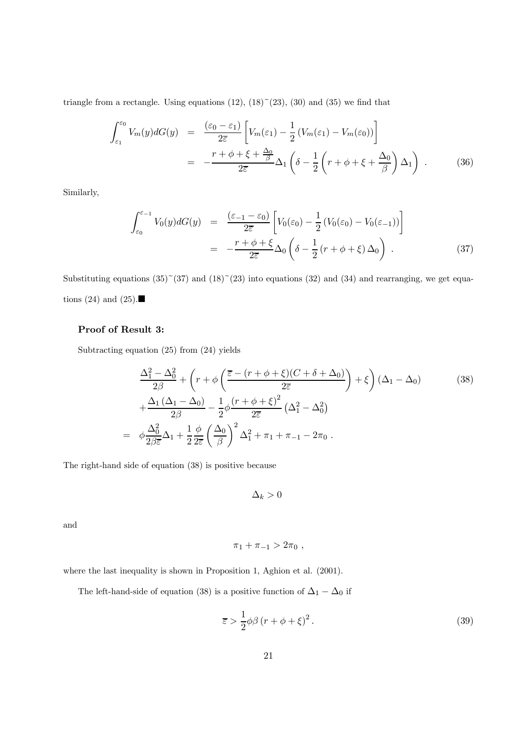triangle from a rectangle. Using equations (12), (18)~(23), (30) and (35) we find that

$$
\begin{aligned}
\int_{\varepsilon_1}^{\varepsilon_0} V_m(y)dG(y) &= \frac{(\varepsilon_0 - \varepsilon_1)}{2\overline{\varepsilon}}\left[V_m(\varepsilon_1) - \frac{1}{2}\left(V_m(\varepsilon_1) - V_m(\varepsilon_0)\right)\right] \\
&= -\frac{r + \phi + \xi + \frac{\Delta_0}{\beta}}{2\overline{\varepsilon}}\Delta_1\left(\delta - \frac{1}{2}\left(r + \phi + \xi + \frac{\Delta_0}{\beta}\right)\Delta_1\right) \ . \qquad (36)
\end{aligned}
$$

Similarly,

$$
\begin{aligned}
\int_{\varepsilon_0}^{\varepsilon_{-1}} V_0(y)dG(y) &= \frac{(\varepsilon_{-1} - \varepsilon_0)}{2\overline{\varepsilon}}\left[V_0(\varepsilon_0) - \frac{1}{2}\left(V_0(\varepsilon_0) - V_0(\varepsilon_{-1})\right)\right] \\
&= -\frac{r + \phi + \xi}{2\overline{\varepsilon}}\Delta_0\left(\delta - \frac{1}{2}\left(r + \phi + \xi\right)\Delta_0\right) \ . \qquad (37)
\end{aligned}
$$

Substituting equations (35)~(37) and (18)~(23) into equations (32) and (34) and rearranging, we get equations (24) and (25).■

### Proof of Result 3:

Subtracting equation (25) from (24) yields

$$
\begin{aligned}
&\frac{\Delta_1^2 - \Delta_0^2}{2\beta} + \left(r + \phi\left(\frac{\overline{\varepsilon} - (r + \phi + \xi)(C + \delta + \Delta_0)}{2\overline{\varepsilon}}\right) + \xi\right)(\Delta_1 - \Delta_0) \qquad (38) \\
&+ \frac{\Delta_1\left(\Delta_1 - \Delta_0\right)}{2\beta} - \frac{1}{2}\phi\frac{(r + \phi + \xi)^2}{2\overline{\varepsilon}}\left(\Delta_1^2 - \Delta_0^2\right) \\
= \ &\phi\frac{\Delta_0^2}{2\beta\overline{\varepsilon}}\Delta_1 + \frac{1}{2}\frac{\phi}{2\overline{\varepsilon}}\left(\frac{\Delta_0}{\beta}\right)^2\Delta_1^2 + \pi_1 + \pi_{-1} - 2\pi_0 \ .
\end{aligned}
$$

The right-hand side of equation (38) is positive because

$$
\Delta_k > 0
$$

and

$$
\pi_1 + \pi_{-1} > 2\pi_0 \ ,
$$

where the last inequality is shown in Proposition 1, Aghion et al. (2001).

The left-hand-side of equation (38) is a positive function of $\Delta_1 - \Delta_0$ if

$$
\overline{\varepsilon} > \frac{1}{2}\phi\beta\left(r + \phi + \xi\right)^2. \qquad (39)
$$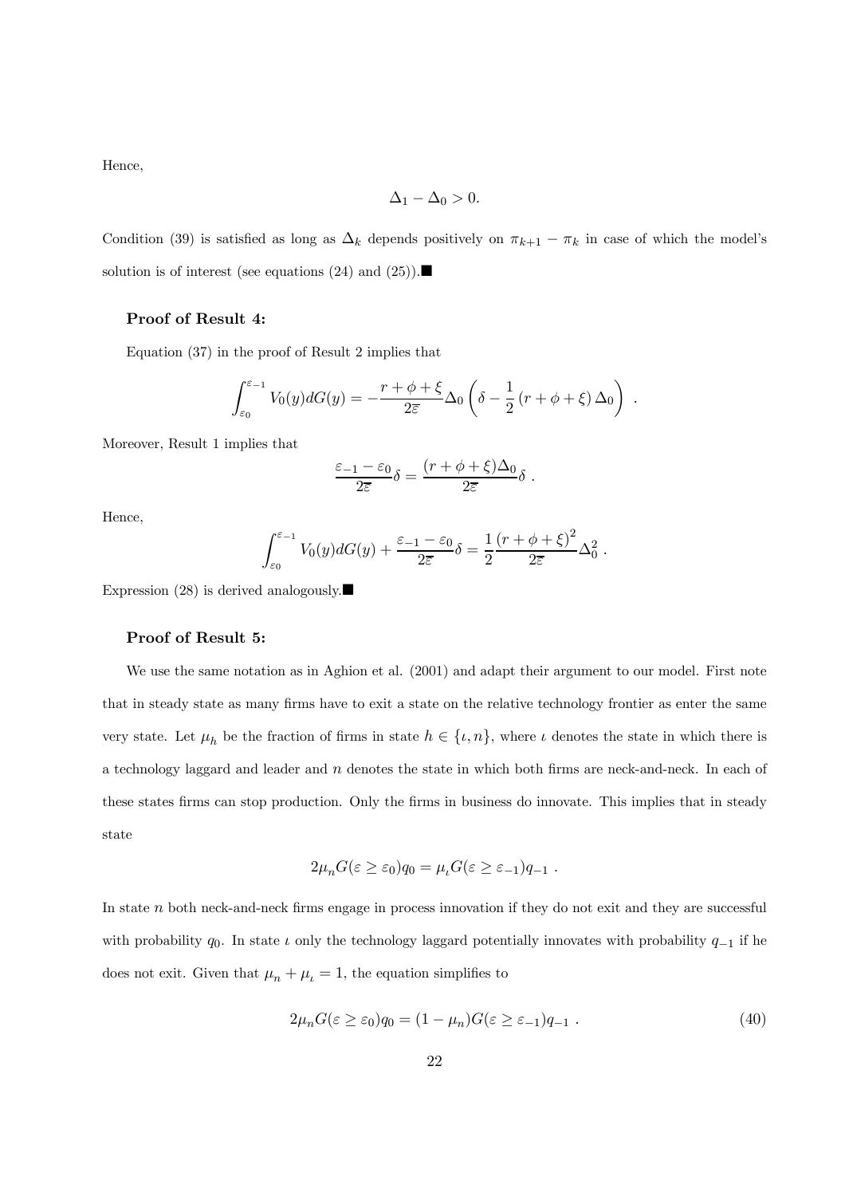Hence,

$$\Delta_1 - \Delta_0 > 0.$$

Condition (39) is satisfied as long as $\Delta_k$ depends positively on $\pi_{k+1} - \pi_k$ in case of which the model's solution is of interest (see equations (24) and (25)).■

**Proof of Result 4:**

Equation (37) in the proof of Result 2 implies that

$$\int_{\varepsilon_0}^{\varepsilon_{-1}} V_0(y)dG(y) = -\frac{r+\phi+\xi}{2\overline{\varepsilon}}\Delta_0\left(\delta - \frac{1}{2}(r+\phi+\xi)\Delta_0\right) .$$

Moreover, Result 1 implies that

$$\frac{\varepsilon_{-1} - \varepsilon_0}{2\overline{\varepsilon}}\delta = \frac{(r+\phi+\xi)\Delta_0}{2\overline{\varepsilon}}\delta .$$

Hence,

$$\int_{\varepsilon_0}^{\varepsilon_{-1}} V_0(y)dG(y) + \frac{\varepsilon_{-1} - \varepsilon_0}{2\overline{\varepsilon}}\delta = \frac{1}{2}\frac{(r+\phi+\xi)^2}{2\overline{\varepsilon}}\Delta_0^2 .$$

Expression (28) is derived analogously.■

**Proof of Result 5:**

We use the same notation as in Aghion et al. (2001) and adapt their argument to our model. First note that in steady state as many firms have to exit a state on the relative technology frontier as enter the same very state. Let $\mu_h$ be the fraction of firms in state $h \in \{\iota, n\}$, where $\iota$ denotes the state in which there is a technology laggard and leader and $n$ denotes the state in which both firms are neck-and-neck. In each of these states firms can stop production. Only the firms in business do innovate. This implies that in steady state

$$2\mu_n G(\varepsilon \geq \varepsilon_0)q_0 = \mu_\iota G(\varepsilon \geq \varepsilon_{-1})q_{-1} .$$

In state $n$ both neck-and-neck firms engage in process innovation if they do not exit and they are successful with probability $q_0$. In state $\iota$ only the technology laggard potentially innovates with probability $q_{-1}$ if he does not exit. Given that $\mu_n + \mu_\iota = 1$, the equation simplifies to

$$2\mu_n G(\varepsilon \geq \varepsilon_0)q_0 = (1-\mu_n)G(\varepsilon \geq \varepsilon_{-1})q_{-1} . \tag{40}$$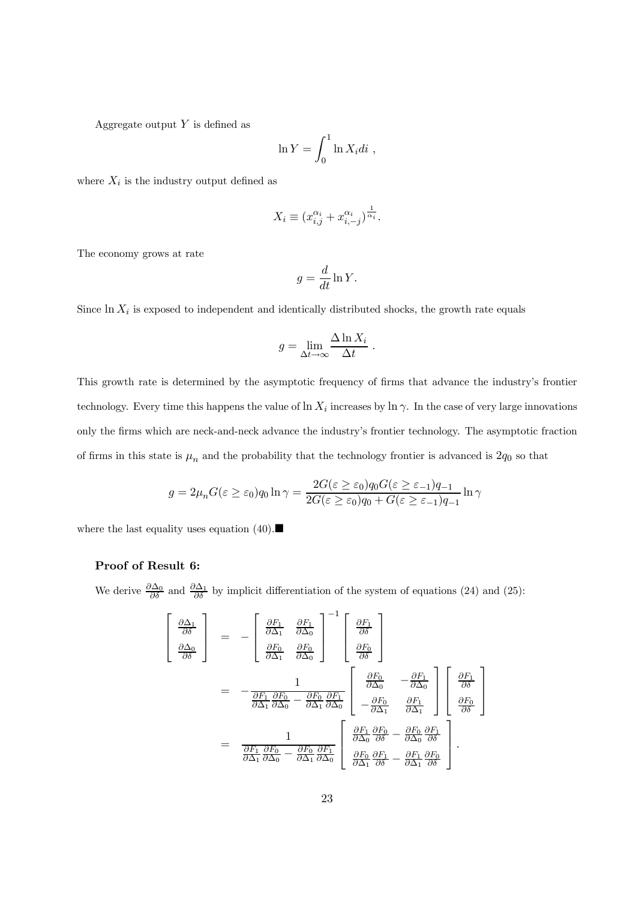Aggregate output $Y$ is defined as

$$\ln Y = \int_0^1 \ln X_i di \ ,$$

where $X_i$ is the industry output defined as

$$X_i \equiv (x_{i,j}^{\alpha_i} + x_{i,-j}^{\alpha_i})^{\frac{1}{\alpha_i}}.$$

The economy grows at rate

$$g = \frac{d}{dt} \ln Y.$$

Since $\ln X_i$ is exposed to independent and identically distributed shocks, the growth rate equals

$$g = \lim_{\Delta t \to \infty} \frac{\Delta \ln X_i}{\Delta t} \ .$$

This growth rate is determined by the asymptotic frequency of firms that advance the industry's frontier technology. Every time this happens the value of $\ln X_i$ increases by $\ln \gamma$. In the case of very large innovations only the firms which are neck-and-neck advance the industry's frontier technology. The asymptotic fraction of firms in this state is $\mu_n$ and the probability that the technology frontier is advanced is $2q_0$ so that

$$g = 2\mu_n G(\varepsilon \geq \varepsilon_0) q_0 \ln \gamma = \frac{2G(\varepsilon \geq \varepsilon_0) q_0 G(\varepsilon \geq \varepsilon_{-1}) q_{-1}}{2G(\varepsilon \geq \varepsilon_0) q_0 + G(\varepsilon \geq \varepsilon_{-1}) q_{-1}} \ln \gamma$$

where the last equality uses equation (40).■

**Proof of Result 6:**

We derive $\frac{\partial \Delta_0}{\partial \delta}$ and $\frac{\partial \Delta_1}{\partial \delta}$ by implicit differentiation of the system of equations (24) and (25):

$$\begin{aligned}
\begin{bmatrix} \frac{\partial \Delta_1}{\partial \delta} \\ \frac{\partial \Delta_0}{\partial \delta} \end{bmatrix} &= - \begin{bmatrix} \frac{\partial F_1}{\partial \Delta_1} & \frac{\partial F_1}{\partial \Delta_0} \\ \frac{\partial F_0}{\partial \Delta_1} & \frac{\partial F_0}{\partial \Delta_0} \end{bmatrix}^{-1} \begin{bmatrix} \frac{\partial F_1}{\partial \delta} \\ \frac{\partial F_0}{\partial \delta} \end{bmatrix} \\
&= - \frac{1}{\frac{\partial F_1}{\partial \Delta_1}\frac{\partial F_0}{\partial \Delta_0} - \frac{\partial F_0}{\partial \Delta_1}\frac{\partial F_1}{\partial \Delta_0}} \begin{bmatrix} \frac{\partial F_0}{\partial \Delta_0} & -\frac{\partial F_1}{\partial \Delta_0} \\ -\frac{\partial F_0}{\partial \Delta_1} & \frac{\partial F_1}{\partial \Delta_1} \end{bmatrix} \begin{bmatrix} \frac{\partial F_1}{\partial \delta} \\ \frac{\partial F_0}{\partial \delta} \end{bmatrix} \\
&= \frac{1}{\frac{\partial F_1}{\partial \Delta_1}\frac{\partial F_0}{\partial \Delta_0} - \frac{\partial F_0}{\partial \Delta_1}\frac{\partial F_1}{\partial \Delta_0}} \begin{bmatrix} \frac{\partial F_1}{\partial \Delta_0}\frac{\partial F_0}{\partial \delta} - \frac{\partial F_0}{\partial \Delta_0}\frac{\partial F_1}{\partial \delta} \\ \frac{\partial F_0}{\partial \Delta_1}\frac{\partial F_1}{\partial \delta} - \frac{\partial F_1}{\partial \Delta_1}\frac{\partial F_0}{\partial \delta} \end{bmatrix}.
\end{aligned}$$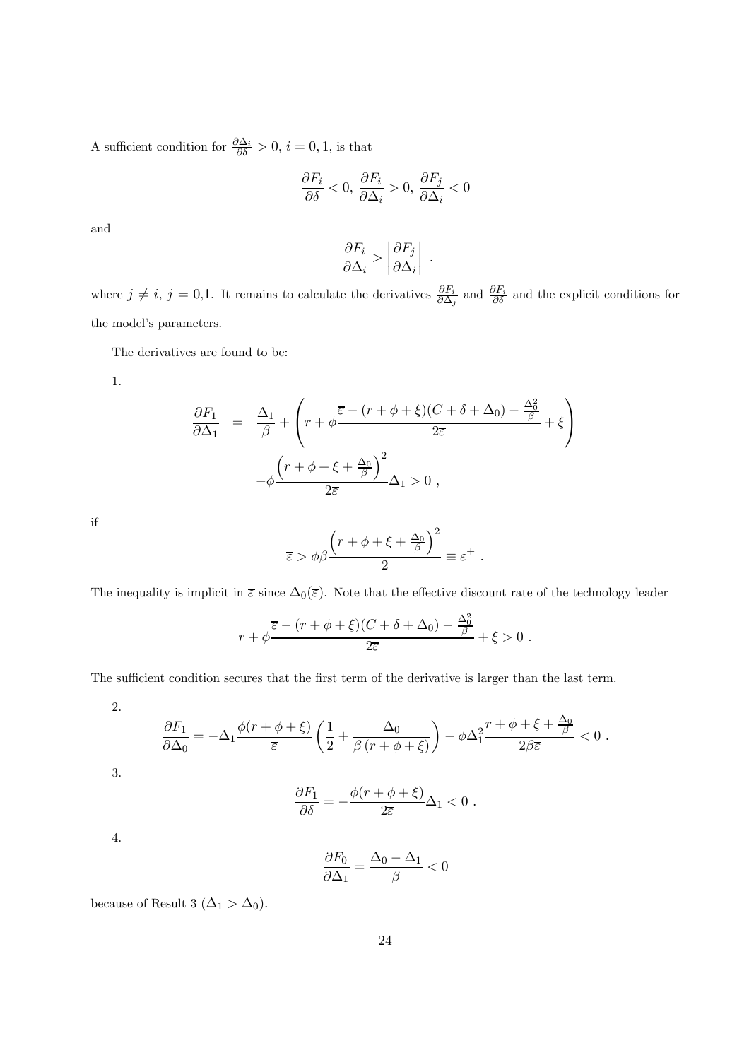A sufficient condition for $\frac{\partial \Delta_i}{\partial \delta} > 0$, $i = 0, 1$, is that

$$\frac{\partial F_i}{\partial \delta} < 0,\ \frac{\partial F_i}{\partial \Delta_i} > 0,\ \frac{\partial F_j}{\partial \Delta_i} < 0$$

and

$$\frac{\partial F_i}{\partial \Delta_i} > \left| \frac{\partial F_j}{\partial \Delta_i} \right| \ .$$

where $j \neq i$, $j$ = 0,1. It remains to calculate the derivatives $\frac{\partial F_i}{\partial \Delta_j}$ and $\frac{\partial F_i}{\partial \delta}$ and the explicit conditions for the model's parameters.

The derivatives are found to be:

1.

$$\begin{aligned}
\frac{\partial F_1}{\partial \Delta_1} &= \frac{\Delta_1}{\beta} + \left( r + \phi \frac{\overline{\varepsilon} - (r + \phi + \xi)(C + \delta + \Delta_0) - \frac{\Delta_0^2}{\beta}}{2\overline{\varepsilon}} + \xi \right) \\
&\quad - \phi \frac{\left( r + \phi + \xi + \frac{\Delta_0}{\beta} \right)^2}{2\overline{\varepsilon}} \Delta_1 > 0 \ ,
\end{aligned}$$

if

$$\overline{\varepsilon} > \phi\beta \frac{\left( r + \phi + \xi + \frac{\Delta_0}{\beta} \right)^2}{2} \equiv \varepsilon^+ \ .$$

The inequality is implicit in $\overline{\varepsilon}$ since $\Delta_0(\overline{\varepsilon})$. Note that the effective discount rate of the technology leader

$$r + \phi \frac{\overline{\varepsilon} - (r + \phi + \xi)(C + \delta + \Delta_0) - \frac{\Delta_0^2}{\beta}}{2\overline{\varepsilon}} + \xi > 0 \ .$$

The sufficient condition secures that the first term of the derivative is larger than the last term.

2.

$$\frac{\partial F_1}{\partial \Delta_0} = -\Delta_1 \frac{\phi(r + \phi + \xi)}{\overline{\varepsilon}} \left( \frac{1}{2} + \frac{\Delta_0}{\beta\,(r + \phi + \xi)} \right) - \phi \Delta_1^2 \frac{r + \phi + \xi + \frac{\Delta_0}{\beta}}{2\beta\overline{\varepsilon}} < 0 \ .$$

3.

$$\frac{\partial F_1}{\partial \delta} = -\frac{\phi(r + \phi + \xi)}{2\overline{\varepsilon}} \Delta_1 < 0 \ .$$

4.

$$\frac{\partial F_0}{\partial \Delta_1} = \frac{\Delta_0 - \Delta_1}{\beta} < 0$$

because of Result 3 ($\Delta_1 > \Delta_0$).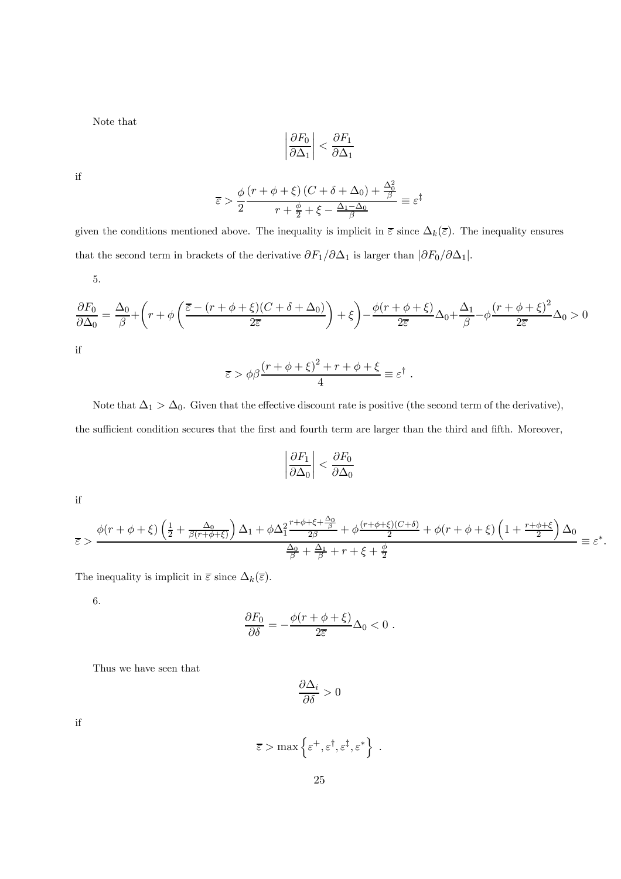Note that

$$\left|\frac{\partial F_0}{\partial \Delta_1}\right| < \frac{\partial F_1}{\partial \Delta_1}$$

if

$$\overline{\varepsilon} > \frac{\phi}{2}\frac{(r+\phi+\xi)(C+\delta+\Delta_0)+\frac{\Delta_0^2}{\beta}}{r+\frac{\phi}{2}+\xi-\frac{\Delta_1-\Delta_0}{\beta}} \equiv \varepsilon^{\ddagger}$$

given the conditions mentioned above. The inequality is implicit in $\overline{\varepsilon}$ since $\Delta_k(\overline{\varepsilon})$. The inequality ensures that the second term in brackets of the derivative $\partial F_1/\partial \Delta_1$ is larger than $|\partial F_0/\partial \Delta_1|$.

5.

$$\frac{\partial F_0}{\partial \Delta_0} = \frac{\Delta_0}{\beta} + \left(r + \phi\left(\frac{\overline{\varepsilon}-(r+\phi+\xi)(C+\delta+\Delta_0)}{2\overline{\varepsilon}}\right)+\xi\right) - \frac{\phi(r+\phi+\xi)}{2\overline{\varepsilon}}\Delta_0 + \frac{\Delta_1}{\beta} - \phi\frac{(r+\phi+\xi)^2}{2\overline{\varepsilon}}\Delta_0 > 0$$

if

$$\overline{\varepsilon} > \phi\beta\frac{(r+\phi+\xi)^2+r+\phi+\xi}{4} \equiv \varepsilon^{\dagger} \ .$$

Note that $\Delta_1 > \Delta_0$. Given that the effective discount rate is positive (the second term of the derivative), the sufficient condition secures that the first and fourth term are larger than the third and fifth. Moreover,

$$\left|\frac{\partial F_1}{\partial \Delta_0}\right| < \frac{\partial F_0}{\partial \Delta_0}$$

if

$$\overline{\varepsilon} > \frac{\phi(r+\phi+\xi)\left(\frac{1}{2}+\frac{\Delta_0}{\beta(r+\phi+\xi)}\right)\Delta_1 + \phi\Delta_1^2\frac{r+\phi+\xi+\frac{\Delta_0}{\beta}}{2\beta} + \phi\frac{(r+\phi+\xi)(C+\delta)}{2} + \phi(r+\phi+\xi)\left(1+\frac{r+\phi+\xi}{2}\right)\Delta_0}{\frac{\Delta_0}{\beta}+\frac{\Delta_1}{\beta}+r+\xi+\frac{\phi}{2}} \equiv \varepsilon^{*}.$$

The inequality is implicit in $\overline{\varepsilon}$ since $\Delta_k(\overline{\varepsilon})$.

6.

$$\frac{\partial F_0}{\partial \delta} = -\frac{\phi(r+\phi+\xi)}{2\overline{\varepsilon}}\Delta_0 < 0 \ .$$

Thus we have seen that

$$\frac{\partial \Delta_i}{\partial \delta} > 0$$

if

$$\overline{\varepsilon} > \max\left\{\varepsilon^{+}, \varepsilon^{\dagger}, \varepsilon^{\ddagger}, \varepsilon^{*}\right\} \ .$$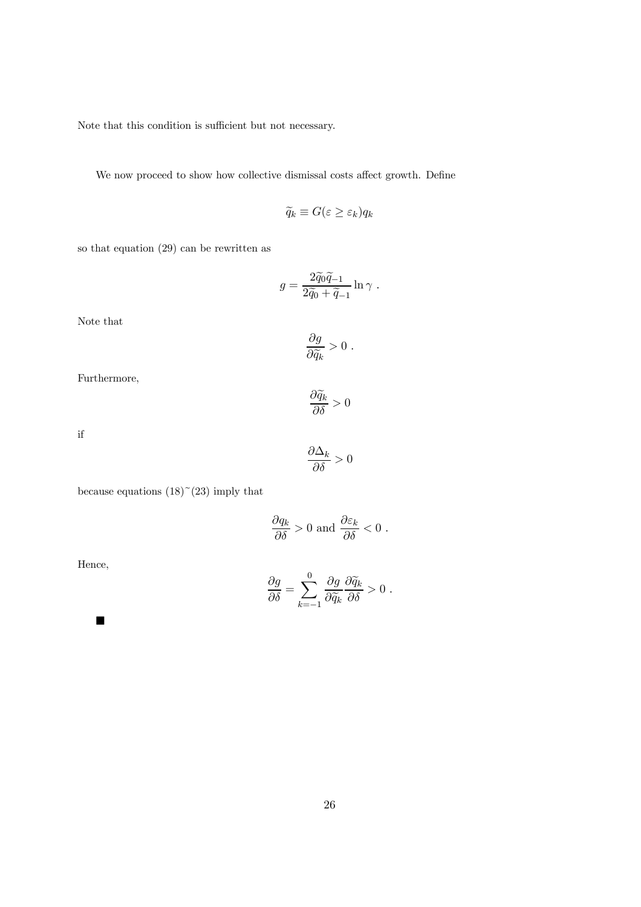Note that this condition is sufficient but not necessary.

We now proceed to show how collective dismissal costs affect growth. Define

$$\widetilde{q}_k \equiv G(\varepsilon \geq \varepsilon_k) q_k$$

so that equation (29) can be rewritten as

$$g = \frac{2\widetilde{q}_0 \widetilde{q}_{-1}}{2\widetilde{q}_0 + \widetilde{q}_{-1}} \ln \gamma \ .$$

Note that

$$\frac{\partial g}{\partial \widetilde{q}_k} > 0 \ .$$

Furthermore,

$$\frac{\partial \widetilde{q}_k}{\partial \delta} > 0$$

if

$$\frac{\partial \Delta_k}{\partial \delta} > 0$$

because equations (18)~(23) imply that

$$\frac{\partial q_k}{\partial \delta} > 0 \text{ and } \frac{\partial \varepsilon_k}{\partial \delta} < 0 \ .$$

Hence,

$$\frac{\partial g}{\partial \delta} = \sum_{k=-1}^{0} \frac{\partial g}{\partial \widetilde{q}_k} \frac{\partial \widetilde{q}_k}{\partial \delta} > 0 \ .$$

■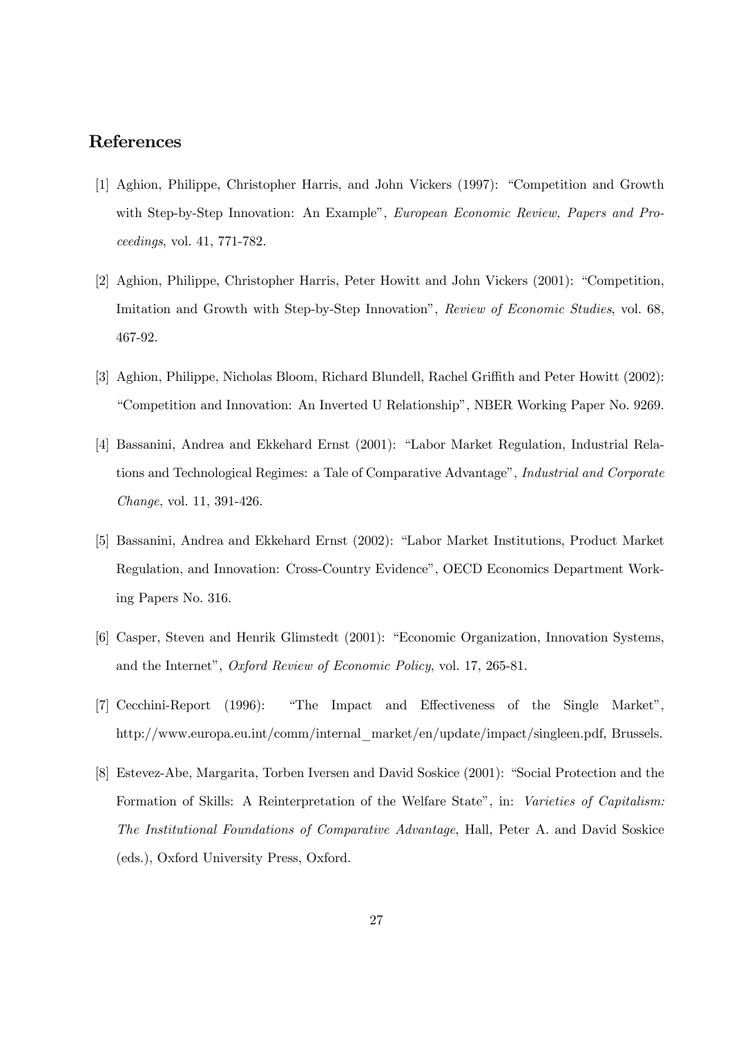## References

[1] Aghion, Philippe, Christopher Harris, and John Vickers (1997): "Competition and Growth with Step-by-Step Innovation: An Example", *European Economic Review, Papers and Proceedings*, vol. 41, 771-782.

[2] Aghion, Philippe, Christopher Harris, Peter Howitt and John Vickers (2001): "Competition, Imitation and Growth with Step-by-Step Innovation", *Review of Economic Studies*, vol. 68, 467-92.

[3] Aghion, Philippe, Nicholas Bloom, Richard Blundell, Rachel Griffith and Peter Howitt (2002): "Competition and Innovation: An Inverted U Relationship", NBER Working Paper No. 9269.

[4] Bassanini, Andrea and Ekkehard Ernst (2001): "Labor Market Regulation, Industrial Relations and Technological Regimes: a Tale of Comparative Advantage", *Industrial and Corporate Change*, vol. 11, 391-426.

[5] Bassanini, Andrea and Ekkehard Ernst (2002): "Labor Market Institutions, Product Market Regulation, and Innovation: Cross-Country Evidence", OECD Economics Department Working Papers No. 316.

[6] Casper, Steven and Henrik Glimstedt (2001): "Economic Organization, Innovation Systems, and the Internet", *Oxford Review of Economic Policy*, vol. 17, 265-81.

[7] Cecchini-Report (1996): "The Impact and Effectiveness of the Single Market", http://www.europa.eu.int/comm/internal_market/en/update/impact/singleen.pdf, Brussels.

[8] Estevez-Abe, Margarita, Torben Iversen and David Soskice (2001): "Social Protection and the Formation of Skills: A Reinterpretation of the Welfare State", in: *Varieties of Capitalism: The Institutional Foundations of Comparative Advantage*, Hall, Peter A. and David Soskice (eds.), Oxford University Press, Oxford.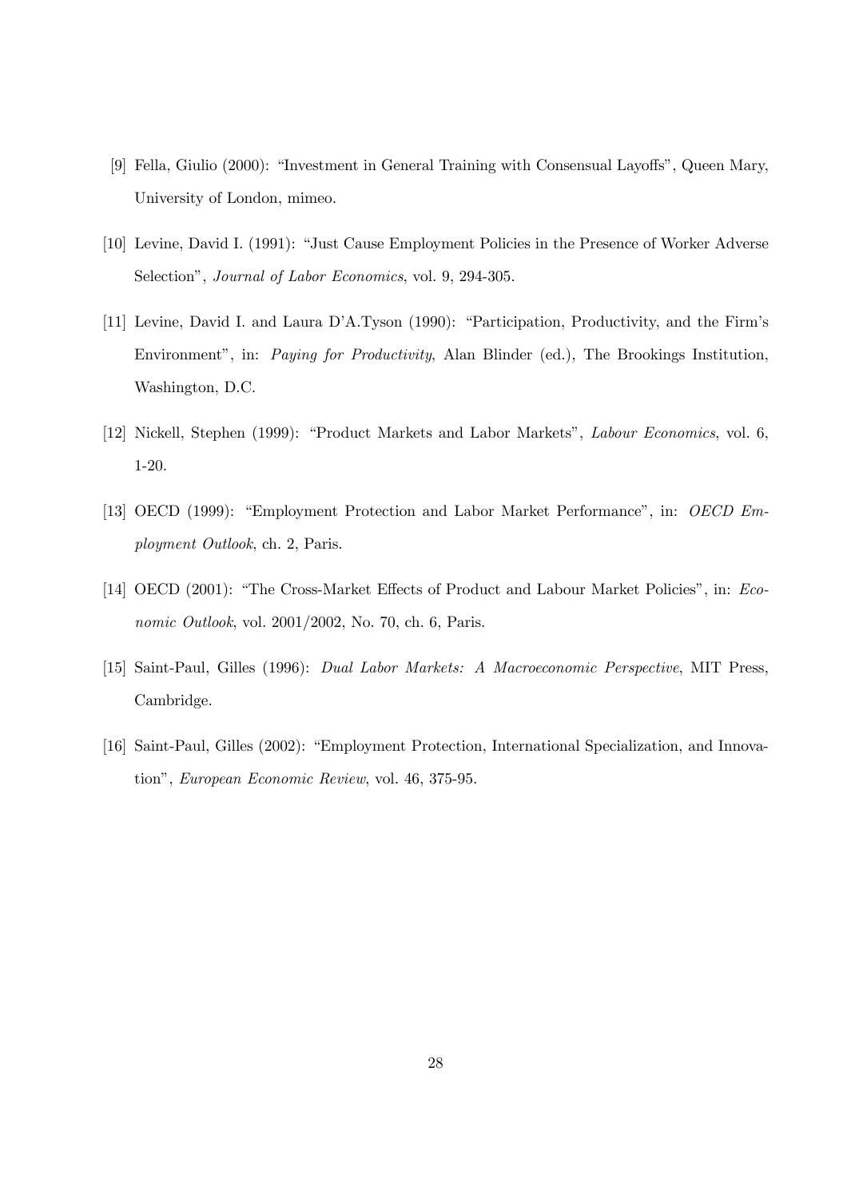[9] Fella, Giulio (2000): "Investment in General Training with Consensual Layoffs", Queen Mary, University of London, mimeo.

[10] Levine, David I. (1991): "Just Cause Employment Policies in the Presence of Worker Adverse Selection", *Journal of Labor Economics*, vol. 9, 294-305.

[11] Levine, David I. and Laura D'A.Tyson (1990): "Participation, Productivity, and the Firm's Environment", in: *Paying for Productivity*, Alan Blinder (ed.), The Brookings Institution, Washington, D.C.

[12] Nickell, Stephen (1999): "Product Markets and Labor Markets", *Labour Economics*, vol. 6, 1-20.

[13] OECD (1999): "Employment Protection and Labor Market Performance", in: *OECD Employment Outlook*, ch. 2, Paris.

[14] OECD (2001): "The Cross-Market Effects of Product and Labour Market Policies", in: *Economic Outlook*, vol. 2001/2002, No. 70, ch. 6, Paris.

[15] Saint-Paul, Gilles (1996): *Dual Labor Markets: A Macroeconomic Perspective*, MIT Press, Cambridge.

[16] Saint-Paul, Gilles (2002): "Employment Protection, International Specialization, and Innovation", *European Economic Review*, vol. 46, 375-95.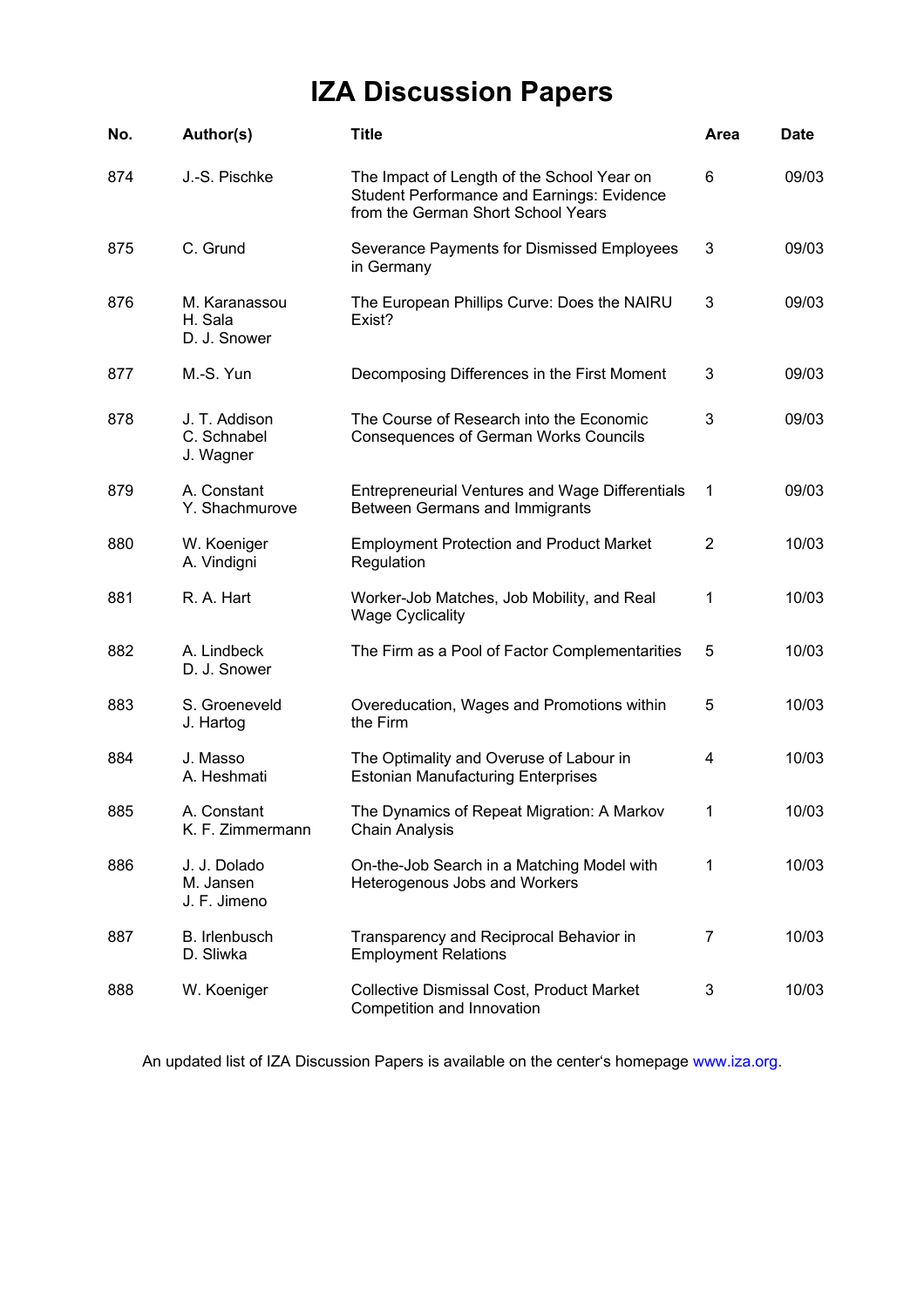# IZA Discussion Papers

| No. | Author(s) | Title | Area | Date |
|---|---|---|---|---|
| 874 | J.-S. Pischke | The Impact of Length of the School Year on Student Performance and Earnings: Evidence from the German Short School Years | 6 | 09/03 |
| 875 | C. Grund | Severance Payments for Dismissed Employees in Germany | 3 | 09/03 |
| 876 | M. Karanassou<br>H. Sala<br>D. J. Snower | The European Phillips Curve: Does the NAIRU Exist? | 3 | 09/03 |
| 877 | M.-S. Yun | Decomposing Differences in the First Moment | 3 | 09/03 |
| 878 | J. T. Addison<br>C. Schnabel<br>J. Wagner | The Course of Research into the Economic Consequences of German Works Councils | 3 | 09/03 |
| 879 | A. Constant<br>Y. Shachmurove | Entrepreneurial Ventures and Wage Differentials Between Germans and Immigrants | 1 | 09/03 |
| 880 | W. Koeniger<br>A. Vindigni | Employment Protection and Product Market Regulation | 2 | 10/03 |
| 881 | R. A. Hart | Worker-Job Matches, Job Mobility, and Real Wage Cyclicality | 1 | 10/03 |
| 882 | A. Lindbeck<br>D. J. Snower | The Firm as a Pool of Factor Complementarities | 5 | 10/03 |
| 883 | S. Groeneveld<br>J. Hartog | Overeducation, Wages and Promotions within the Firm | 5 | 10/03 |
| 884 | J. Masso<br>A. Heshmati | The Optimality and Overuse of Labour in Estonian Manufacturing Enterprises | 4 | 10/03 |
| 885 | A. Constant<br>K. F. Zimmermann | The Dynamics of Repeat Migration: A Markov Chain Analysis | 1 | 10/03 |
| 886 | J. J. Dolado<br>M. Jansen<br>J. F. Jimeno | On-the-Job Search in a Matching Model with Heterogenous Jobs and Workers | 1 | 10/03 |
| 887 | B. Irlenbusch<br>D. Sliwka | Transparency and Reciprocal Behavior in Employment Relations | 7 | 10/03 |
| 888 | W. Koeniger | Collective Dismissal Cost, Product Market Competition and Innovation | 3 | 10/03 |

An updated list of IZA Discussion Papers is available on the center‘s homepage www.iza.org.